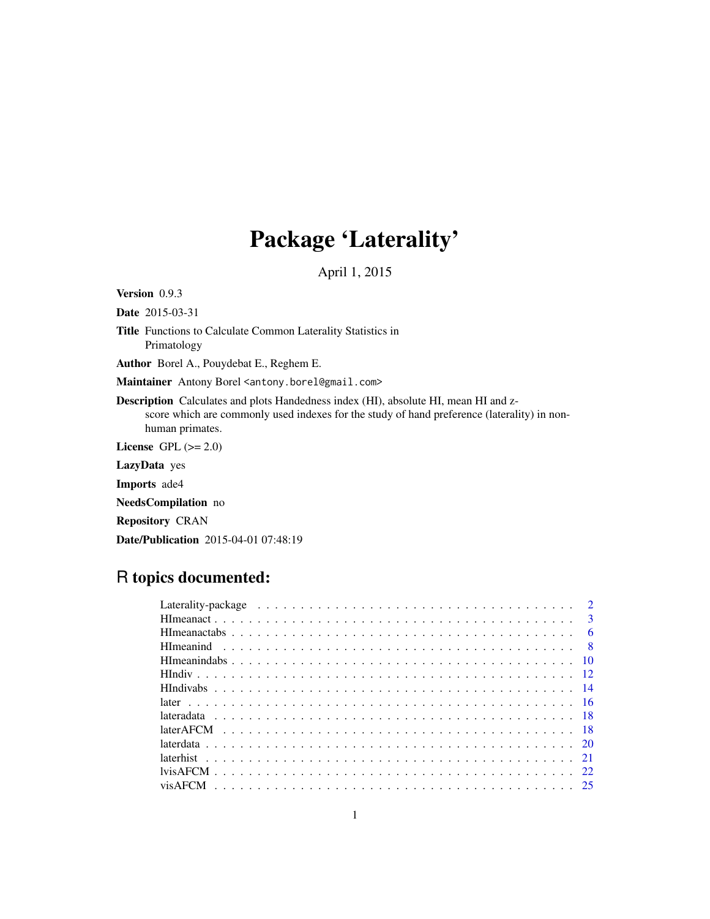# Package 'Laterality'

April 1, 2015

**Version** 0.9.3

**Date** 2015-03-31

**Title** Functions to Calculate Common Laterality Statistics in Primatology

**Author** Borel A., Pouydebat E., Reghem E.

**Maintainer** Antony Borel <antony.borel@gmail.com>

**Description** Calculates and plots Handedness index (HI), absolute HI, mean HI and z-score which are commonly used indexes for the study of hand preference (laterality) in non-human primates.

**License** GPL (>= 2.0)

**LazyData** yes

**Imports** ade4

**NeedsCompilation** no

**Repository** CRAN

**Date/Publication** 2015-04-01 07:48:19

## R topics documented:

| Topic | Page |
| --- | --- |
| Laterality-package | 2 |
| HImeanact | 3 |
| HImeanactabs | 6 |
| HImeanind | 8 |
| HImeanindabs | 10 |
| HIndiv | 12 |
| HIndivabs | 14 |
| later | 16 |
| lateradata | 18 |
| laterAFCM | 18 |
| laterdata | 20 |
| laterhist | 21 |
| lvisAFCM | 22 |
| visAFCM | 25 |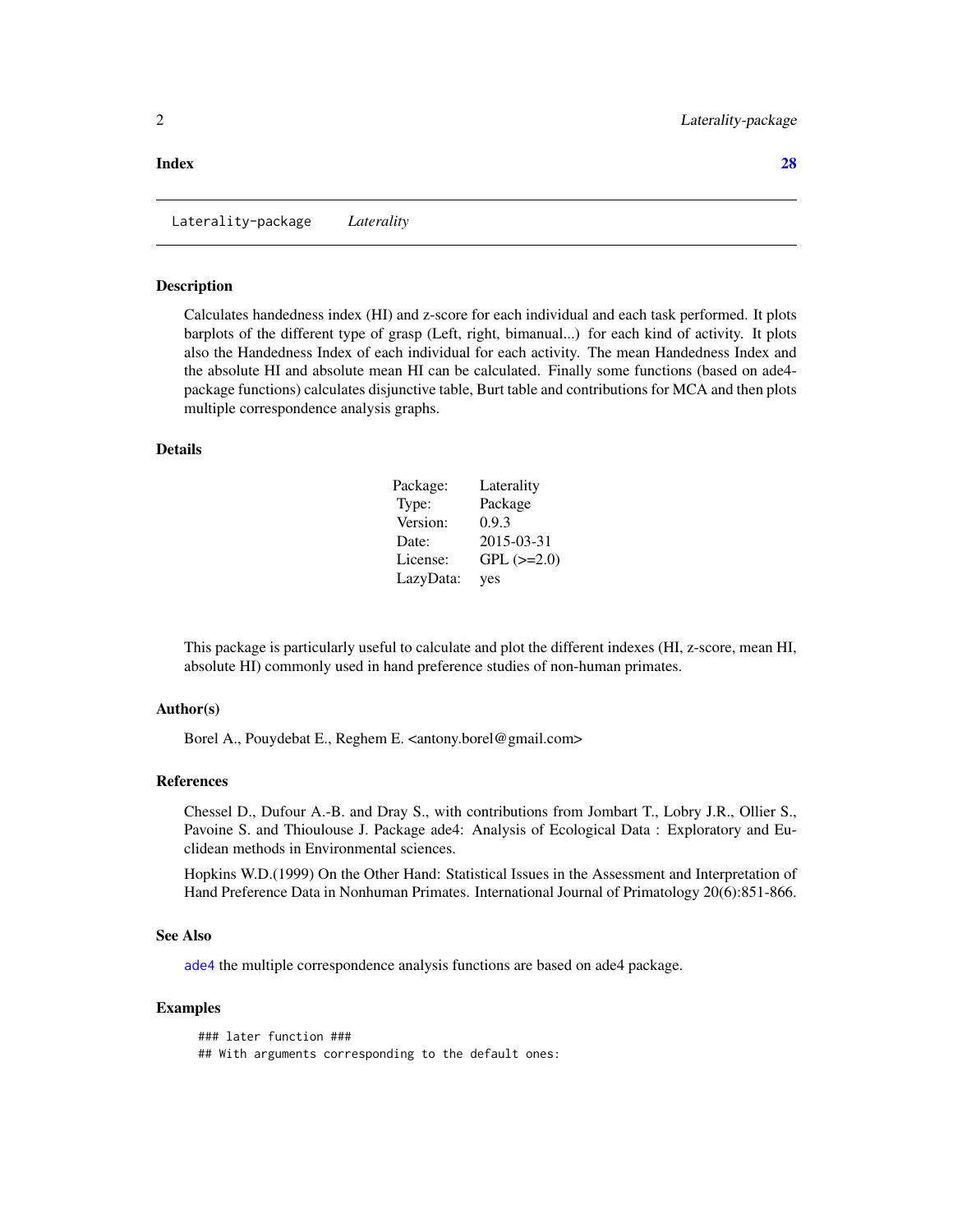**Index** **28**

---

Laterality-package *Laterality*

---

## Description

Calculates handedness index (HI) and z-score for each individual and each task performed. It plots barplots of the different type of grasp (Left, right, bimanual...) for each kind of activity. It plots also the Handedness Index of each individual for each activity. The mean Handedness Index and the absolute HI and absolute mean HI can be calculated. Finally some functions (based on ade4-package functions) calculates disjunctive table, Burt table and contributions for MCA and then plots multiple correspondence analysis graphs.

## Details

| | |
|---|---|
| Package: | Laterality |
| Type: | Package |
| Version: | 0.9.3 |
| Date: | 2015-03-31 |
| License: | GPL (>=2.0) |
| LazyData: | yes |

This package is particularly useful to calculate and plot the different indexes (HI, z-score, mean HI, absolute HI) commonly used in hand preference studies of non-human primates.

## Author(s)

Borel A., Pouydebat E., Reghem E. <antony.borel@gmail.com>

## References

Chessel D., Dufour A.-B. and Dray S., with contributions from Jombart T., Lobry J.R., Ollier S., Pavoine S. and Thioulouse J. Package ade4: Analysis of Ecological Data : Exploratory and Euclidean methods in Environmental sciences.

Hopkins W.D.(1999) On the Other Hand: Statistical Issues in the Assessment and Interpretation of Hand Preference Data in Nonhuman Primates. International Journal of Primatology 20(6):851-866.

## See Also

ade4 the multiple correspondence analysis functions are based on ade4 package.

## Examples

```
### later function ###
## With arguments corresponding to the default ones:
```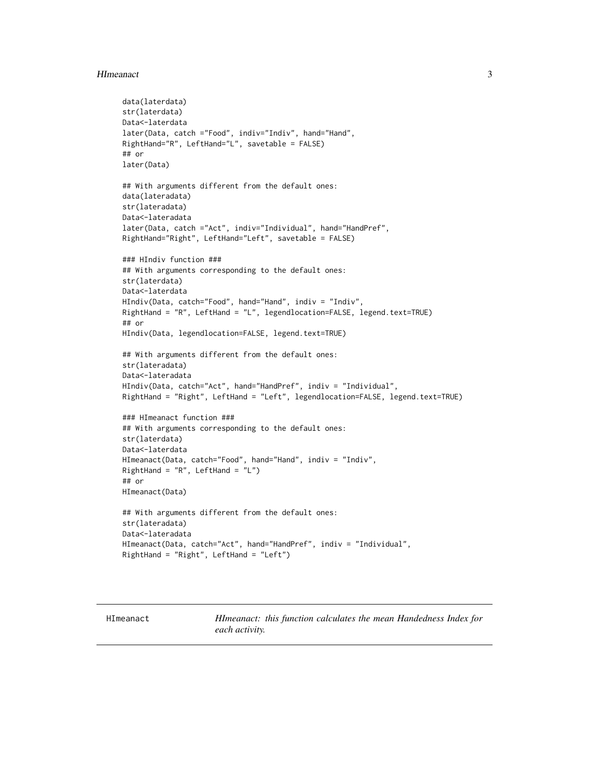```
data(laterdata)
str(laterdata)
Data<-laterdata
later(Data, catch ="Food", indiv="Indiv", hand="Hand",
RightHand="R", LeftHand="L", savetable = FALSE)
## or
later(Data)

## With arguments different from the default ones:
data(lateradata)
str(lateradata)
Data<-lateradata
later(Data, catch ="Act", indiv="Individual", hand="HandPref",
RightHand="Right", LeftHand="Left", savetable = FALSE)

### HIndiv function ###
## With arguments corresponding to the default ones:
str(laterdata)
Data<-laterdata
HIndiv(Data, catch="Food", hand="Hand", indiv = "Indiv",
RightHand = "R", LeftHand = "L", legendlocation=FALSE, legend.text=TRUE)
## or
HIndiv(Data, legendlocation=FALSE, legend.text=TRUE)

## With arguments different from the default ones:
str(lateradata)
Data<-lateradata
HIndiv(Data, catch="Act", hand="HandPref", indiv = "Individual",
RightHand = "Right", LeftHand = "Left", legendlocation=FALSE, legend.text=TRUE)

### HImeanact function ###
## With arguments corresponding to the default ones:
str(laterdata)
Data<-laterdata
HImeanact(Data, catch="Food", hand="Hand", indiv = "Indiv",
RightHand = "R", LeftHand = "L")
## or
HImeanact(Data)

## With arguments different from the default ones:
str(lateradata)
Data<-lateradata
HImeanact(Data, catch="Act", hand="HandPref", indiv = "Individual",
RightHand = "Right", LeftHand = "Left")
```

---

## HImeanact

*HImeanact: this function calculates the mean Handedness Index for each activity.*

---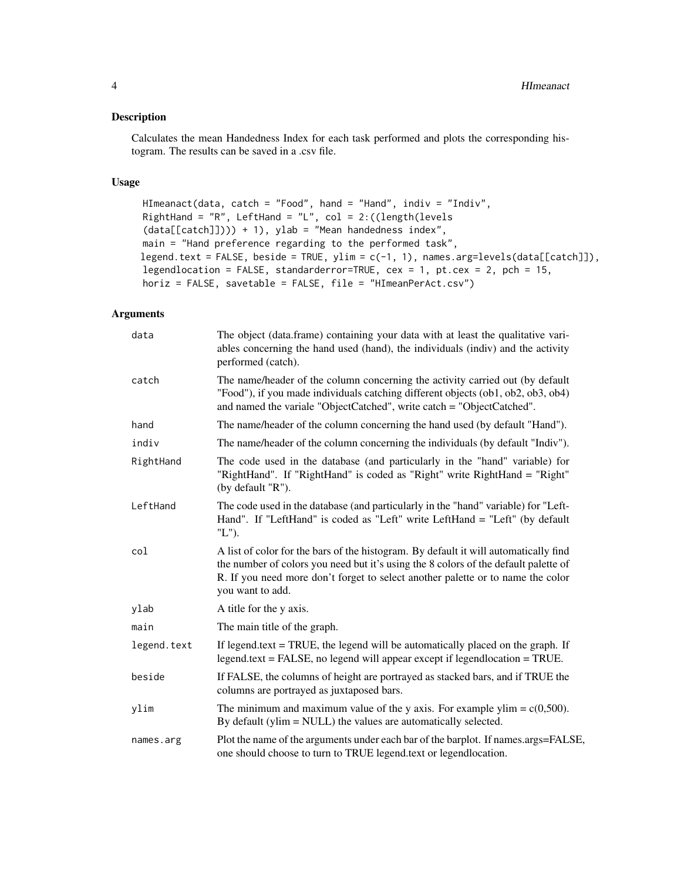## Description

Calculates the mean Handedness Index for each task performed and plots the corresponding histogram. The results can be saved in a .csv file.

## Usage

```
HImeanact(data, catch = "Food", hand = "Hand", indiv = "Indiv",
RightHand = "R", LeftHand = "L", col = 2:((length(levels
(data[[catch]]))) + 1), ylab = "Mean handedness index",
main = "Hand preference regarding to the performed task",
legend.text = FALSE, beside = TRUE, ylim = c(-1, 1), names.arg=levels(data[[catch]]),
legendlocation = FALSE, standarderror=TRUE, cex = 1, pt.cex = 2, pch = 15,
horiz = FALSE, savetable = FALSE, file = "HImeanPerAct.csv")
```

## Arguments

| | |
|---|---|
| data | The object (data.frame) containing your data with at least the qualitative variables concerning the hand used (hand), the individuals (indiv) and the activity performed (catch). |
| catch | The name/header of the column concerning the activity carried out (by default "Food"), if you made individuals catching different objects (ob1, ob2, ob3, ob4) and named the variale "ObjectCatched", write catch = "ObjectCatched". |
| hand | The name/header of the column concerning the hand used (by default "Hand"). |
| indiv | The name/header of the column concerning the individuals (by default "Indiv"). |
| RightHand | The code used in the database (and particularly in the "hand" variable) for "RightHand". If "RightHand" is coded as "Right" write RightHand = "Right" (by default "R"). |
| LeftHand | The code used in the database (and particularly in the "hand" variable) for "LeftHand". If "LeftHand" is coded as "Left" write LeftHand = "Left" (by default "L"). |
| col | A list of color for the bars of the histogram. By default it will automatically find the number of colors you need but it's using the 8 colors of the default palette of R. If you need more don't forget to select another palette or to name the color you want to add. |
| ylab | A title for the y axis. |
| main | The main title of the graph. |
| legend.text | If legend.text = TRUE, the legend will be automatically placed on the graph. If legend.text = FALSE, no legend will appear except if legendlocation = TRUE. |
| beside | If FALSE, the columns of height are portrayed as stacked bars, and if TRUE the columns are portrayed as juxtaposed bars. |
| ylim | The minimum and maximum value of the y axis. For example ylim = c(0,500). By default (ylim = NULL) the values are automatically selected. |
| names.arg | Plot the name of the arguments under each bar of the barplot. If names.args=FALSE, one should choose to turn to TRUE legend.text or legendlocation. |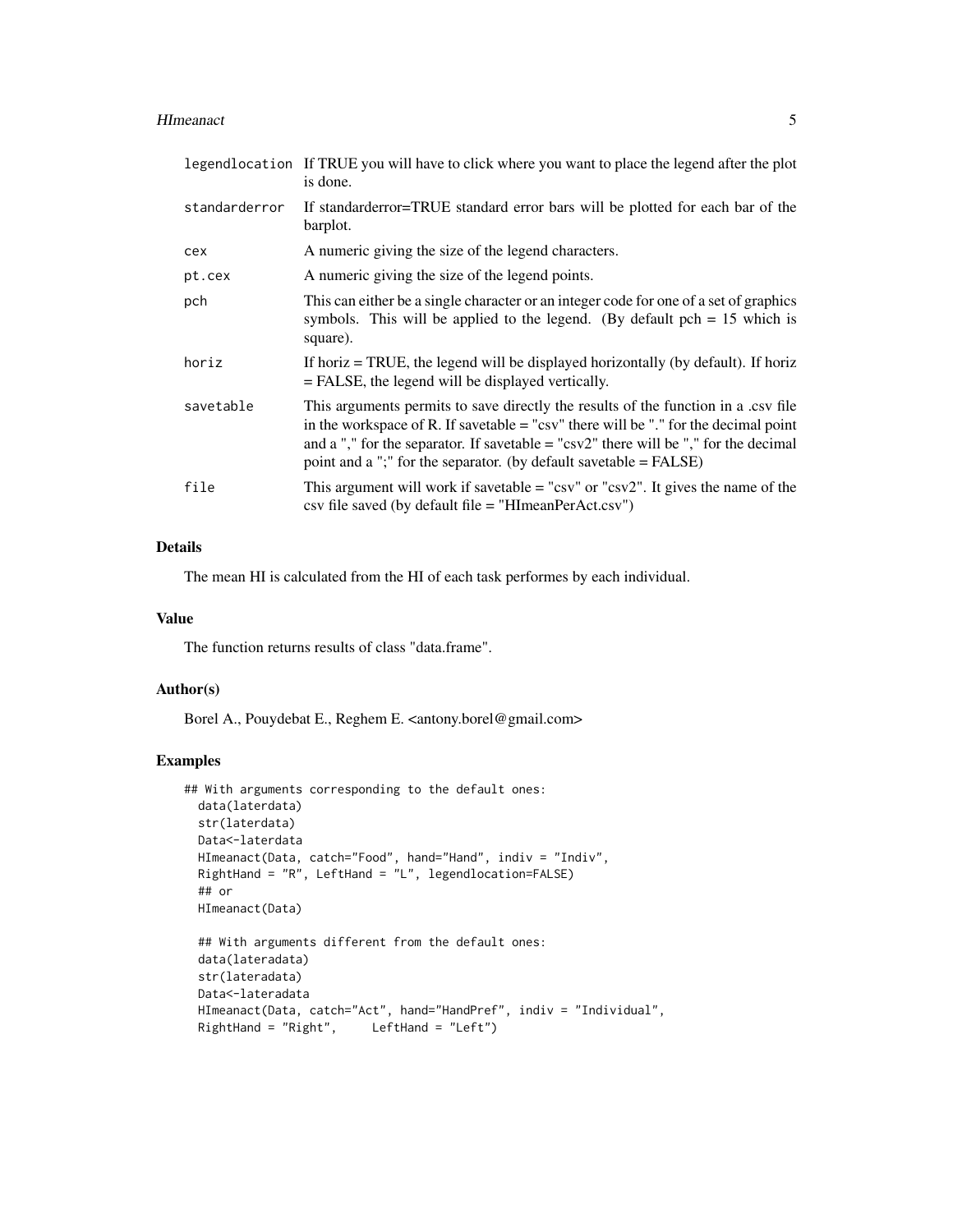| | |
|---|---|
| legendlocation | If TRUE you will have to click where you want to place the legend after the plot is done. |
| standarderror | If standarderror=TRUE standard error bars will be plotted for each bar of the barplot. |
| cex | A numeric giving the size of the legend characters. |
| pt.cex | A numeric giving the size of the legend points. |
| pch | This can either be a single character or an integer code for one of a set of graphics symbols. This will be applied to the legend. (By default pch = 15 which is square). |
| horiz | If horiz = TRUE, the legend will be displayed horizontally (by default). If horiz = FALSE, the legend will be displayed vertically. |
| savetable | This arguments permits to save directly the results of the function in a .csv file in the workspace of R. If savetable = "csv" there will be "." for the decimal point and a "," for the separator. If savetable = "csv2" there will be "," for the decimal point and a ";" for the separator. (by default savetable = FALSE) |
| file | This argument will work if savetable = "csv" or "csv2". It gives the name of the csv file saved (by default file = "HImeanPerAct.csv") |

## Details

The mean HI is calculated from the HI of each task performes by each individual.

## Value

The function returns results of class "data.frame".

## Author(s)

Borel A., Pouydebat E., Reghem E. <antony.borel@gmail.com>

## Examples

```
## With arguments corresponding to the default ones:
  data(laterdata)
  str(laterdata)
  Data<-laterdata
  HImeanact(Data, catch="Food", hand="Hand", indiv = "Indiv",
  RightHand = "R", LeftHand = "L", legendlocation=FALSE)
  ## or
  HImeanact(Data)

  ## With arguments different from the default ones:
  data(lateradata)
  str(lateradata)
  Data<-lateradata
  HImeanact(Data, catch="Act", hand="HandPref", indiv = "Individual",
  RightHand = "Right",     LeftHand = "Left")
```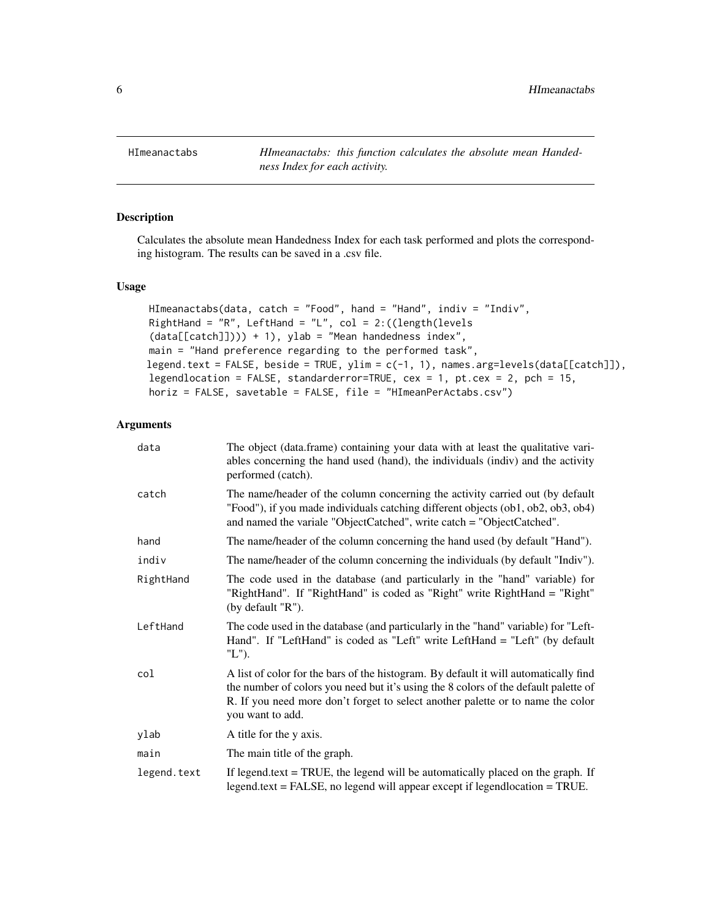HImeanactabs — *HImeanactabs: this function calculates the absolute mean Handedness Index for each activity.*

## Description

Calculates the absolute mean Handedness Index for each task performed and plots the corresponding histogram. The results can be saved in a .csv file.

## Usage

```
HImeanactabs(data, catch = "Food", hand = "Hand", indiv = "Indiv",
RightHand = "R", LeftHand = "L", col = 2:((length(levels
(data[[catch]]))) + 1), ylab = "Mean handedness index",
main = "Hand preference regarding to the performed task",
legend.text = FALSE, beside = TRUE, ylim = c(-1, 1), names.arg=levels(data[[catch]]),
legendlocation = FALSE, standarderror=TRUE, cex = 1, pt.cex = 2, pch = 15,
horiz = FALSE, savetable = FALSE, file = "HImeanPerActabs.csv")
```

## Arguments

| | |
|---|---|
| `data` | The object (data.frame) containing your data with at least the qualitative variables concerning the hand used (hand), the individuals (indiv) and the activity performed (catch). |
| `catch` | The name/header of the column concerning the activity carried out (by default "Food"), if you made individuals catching different objects (ob1, ob2, ob3, ob4) and named the variale "ObjectCatched", write catch = "ObjectCatched". |
| `hand` | The name/header of the column concerning the hand used (by default "Hand"). |
| `indiv` | The name/header of the column concerning the individuals (by default "Indiv"). |
| `RightHand` | The code used in the database (and particularly in the "hand" variable) for "RightHand". If "RightHand" is coded as "Right" write RightHand = "Right" (by default "R"). |
| `LeftHand` | The code used in the database (and particularly in the "hand" variable) for "LeftHand". If "LeftHand" is coded as "Left" write LeftHand = "Left" (by default "L"). |
| `col` | A list of color for the bars of the histogram. By default it will automatically find the number of colors you need but it's using the 8 colors of the default palette of R. If you need more don't forget to select another palette or to name the color you want to add. |
| `ylab` | A title for the y axis. |
| `main` | The main title of the graph. |
| `legend.text` | If legend.text = TRUE, the legend will be automatically placed on the graph. If legend.text = FALSE, no legend will appear except if legendlocation = TRUE. |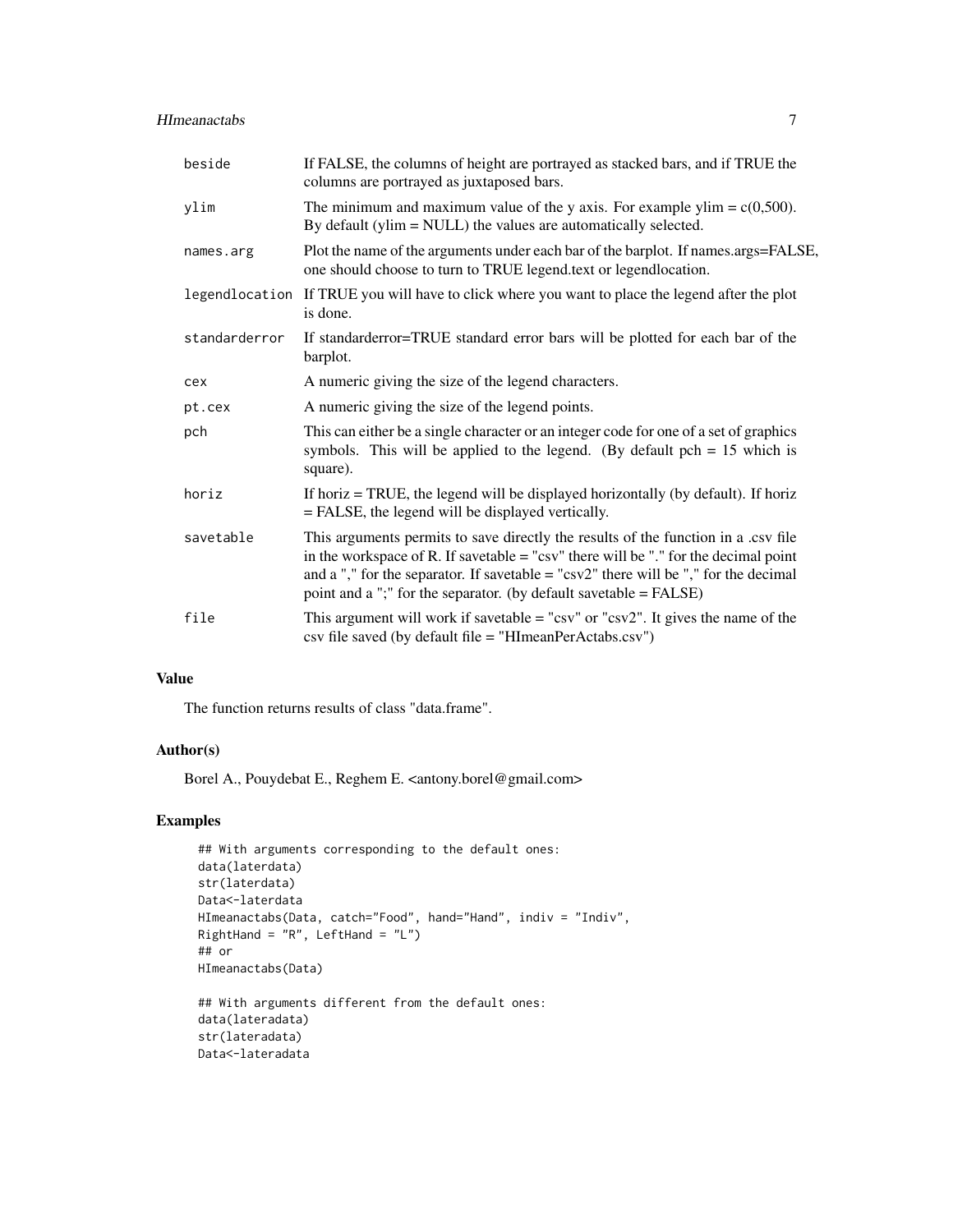| | |
|---|---|
| beside | If FALSE, the columns of height are portrayed as stacked bars, and if TRUE the columns are portrayed as juxtaposed bars. |
| ylim | The minimum and maximum value of the y axis. For example ylim = c(0,500). By default (ylim = NULL) the values are automatically selected. |
| names.arg | Plot the name of the arguments under each bar of the barplot. If names.args=FALSE, one should choose to turn to TRUE legend.text or legendlocation. |
| legendlocation | If TRUE you will have to click where you want to place the legend after the plot is done. |
| standarderror | If standarderror=TRUE standard error bars will be plotted for each bar of the barplot. |
| cex | A numeric giving the size of the legend characters. |
| pt.cex | A numeric giving the size of the legend points. |
| pch | This can either be a single character or an integer code for one of a set of graphics symbols. This will be applied to the legend. (By default pch = 15 which is square). |
| horiz | If horiz = TRUE, the legend will be displayed horizontally (by default). If horiz = FALSE, the legend will be displayed vertically. |
| savetable | This arguments permits to save directly the results of the function in a .csv file in the workspace of R. If savetable = "csv" there will be "." for the decimal point and a "," for the separator. If savetable = "csv2" there will be "," for the decimal point and a ";" for the separator. (by default savetable = FALSE) |
| file | This argument will work if savetable = "csv" or "csv2". It gives the name of the csv file saved (by default file = "HImeanPerActabs.csv") |

## Value

The function returns results of class "data.frame".

## Author(s)

Borel A., Pouydebat E., Reghem E. <antony.borel@gmail.com>

## Examples

```
## With arguments corresponding to the default ones:
data(laterdata)
str(laterdata)
Data<-laterdata
HImeanactabs(Data, catch="Food", hand="Hand", indiv = "Indiv",
RightHand = "R", LeftHand = "L")
## or
HImeanactabs(Data)

## With arguments different from the default ones:
data(lateradata)
str(lateradata)
Data<-lateradata
```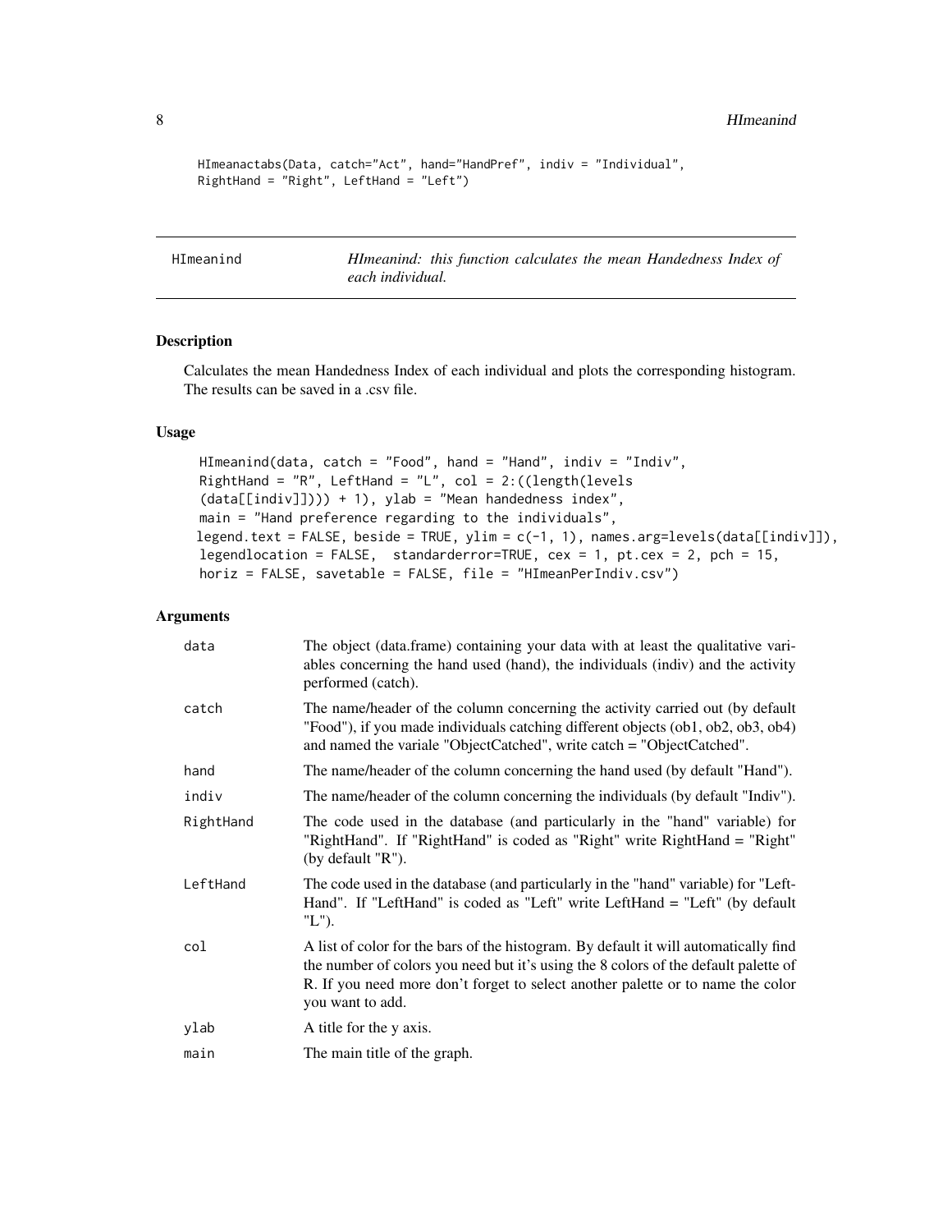```
HImeanactabs(Data, catch="Act", hand="HandPref", indiv = "Individual",
RightHand = "Right", LeftHand = "Left")
```

---

## HImeanind — *HImeanind: this function calculates the mean Handedness Index of each individual.*

---

### Description

Calculates the mean Handedness Index of each individual and plots the corresponding histogram. The results can be saved in a .csv file.

### Usage

```
HImeanind(data, catch = "Food", hand = "Hand", indiv = "Indiv",
RightHand = "R", LeftHand = "L", col = 2:((length(levels
(data[[indiv]]))) + 1), ylab = "Mean handedness index",
main = "Hand preference regarding to the individuals",
legend.text = FALSE, beside = TRUE, ylim = c(-1, 1), names.arg=levels(data[[indiv]]),
legendlocation = FALSE,  standarderror=TRUE, cex = 1, pt.cex = 2, pch = 15,
horiz = FALSE, savetable = FALSE, file = "HImeanPerIndiv.csv")
```

### Arguments

| | |
|---|---|
| data | The object (data.frame) containing your data with at least the qualitative variables concerning the hand used (hand), the individuals (indiv) and the activity performed (catch). |
| catch | The name/header of the column concerning the activity carried out (by default "Food"), if you made individuals catching different objects (ob1, ob2, ob3, ob4) and named the variale "ObjectCatched", write catch = "ObjectCatched". |
| hand | The name/header of the column concerning the hand used (by default "Hand"). |
| indiv | The name/header of the column concerning the individuals (by default "Indiv"). |
| RightHand | The code used in the database (and particularly in the "hand" variable) for "RightHand". If "RightHand" is coded as "Right" write RightHand = "Right" (by default "R"). |
| LeftHand | The code used in the database (and particularly in the "hand" variable) for "LeftHand". If "LeftHand" is coded as "Left" write LeftHand = "Left" (by default "L"). |
| col | A list of color for the bars of the histogram. By default it will automatically find the number of colors you need but it's using the 8 colors of the default palette of R. If you need more don't forget to select another palette or to name the color you want to add. |
| ylab | A title for the y axis. |
| main | The main title of the graph. |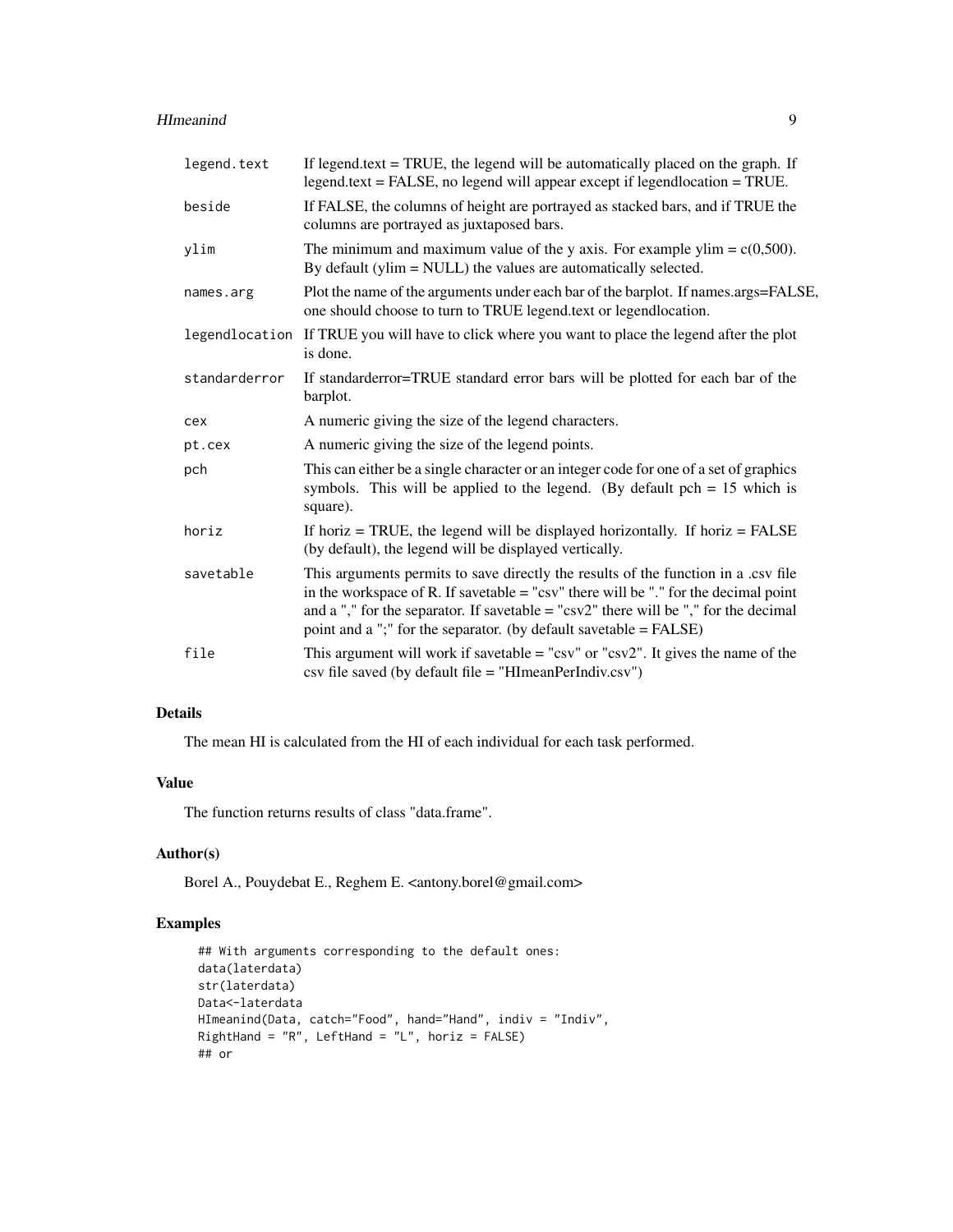| | |
|---|---|
| `legend.text` | If legend.text = TRUE, the legend will be automatically placed on the graph. If legend.text = FALSE, no legend will appear except if legendlocation = TRUE. |
| `beside` | If FALSE, the columns of height are portrayed as stacked bars, and if TRUE the columns are portrayed as juxtaposed bars. |
| `ylim` | The minimum and maximum value of the y axis. For example ylim = c(0,500). By default (ylim = NULL) the values are automatically selected. |
| `names.arg` | Plot the name of the arguments under each bar of the barplot. If names.args=FALSE, one should choose to turn to TRUE legend.text or legendlocation. |
| `legendlocation` | If TRUE you will have to click where you want to place the legend after the plot is done. |
| `standarderror` | If standarderror=TRUE standard error bars will be plotted for each bar of the barplot. |
| `cex` | A numeric giving the size of the legend characters. |
| `pt.cex` | A numeric giving the size of the legend points. |
| `pch` | This can either be a single character or an integer code for one of a set of graphics symbols. This will be applied to the legend. (By default pch = 15 which is square). |
| `horiz` | If horiz = TRUE, the legend will be displayed horizontally. If horiz = FALSE (by default), the legend will be displayed vertically. |
| `savetable` | This arguments permits to save directly the results of the function in a .csv file in the workspace of R. If savetable = "csv" there will be "." for the decimal point and a "," for the separator. If savetable = "csv2" there will be "," for the decimal point and a ";" for the separator. (by default savetable = FALSE) |
| `file` | This argument will work if savetable = "csv" or "csv2". It gives the name of the csv file saved (by default file = "HImeanPerIndiv.csv") |

## Details

The mean HI is calculated from the HI of each individual for each task performed.

## Value

The function returns results of class "data.frame".

## Author(s)

Borel A., Pouydebat E., Reghem E. <antony.borel@gmail.com>

## Examples

```
## With arguments corresponding to the default ones:
data(laterdata)
str(laterdata)
Data<-laterdata
HImeanind(Data, catch="Food", hand="Hand", indiv = "Indiv",
RightHand = "R", LeftHand = "L", horiz = FALSE)
## or
```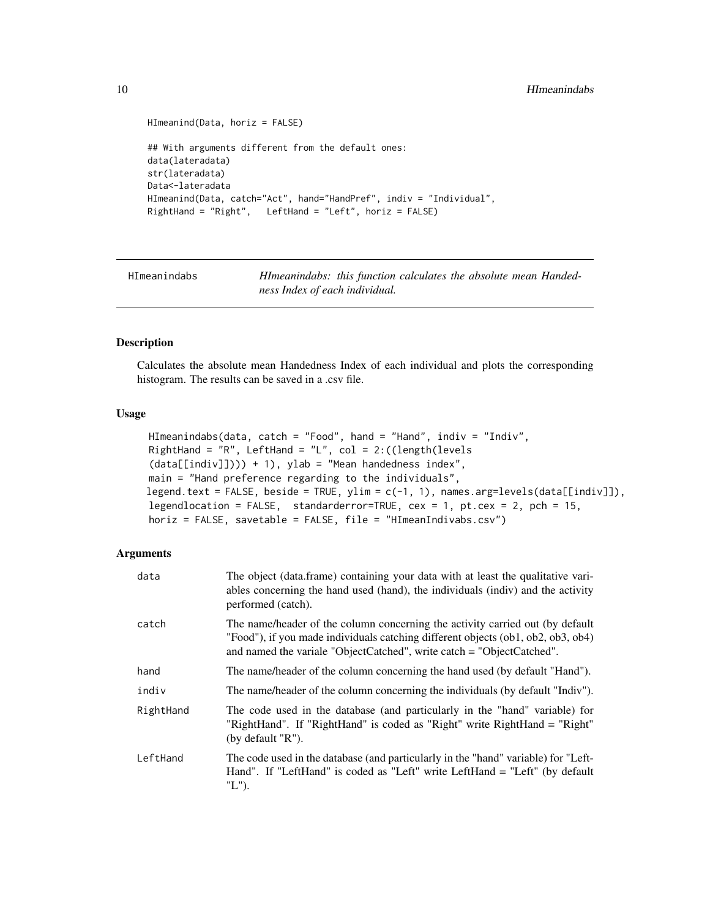```
HImeanind(Data, horiz = FALSE)

## With arguments different from the default ones:
data(lateradata)
str(lateradata)
Data<-lateradata
HImeanind(Data, catch="Act", hand="HandPref", indiv = "Individual",
RightHand = "Right",   LeftHand = "Left", horiz = FALSE)
```

---

## HImeanindabs — *HImeanindabs: this function calculates the absolute mean Handedness Index of each individual.*

---

### Description

Calculates the absolute mean Handedness Index of each individual and plots the corresponding histogram. The results can be saved in a .csv file.

### Usage

```
HImeanindabs(data, catch = "Food", hand = "Hand", indiv = "Indiv",
RightHand = "R", LeftHand = "L", col = 2:((length(levels
(data[[indiv]]))) + 1), ylab = "Mean handedness index",
main = "Hand preference regarding to the individuals",
legend.text = FALSE, beside = TRUE, ylim = c(-1, 1), names.arg=levels(data[[indiv]]),
legendlocation = FALSE,  standarderror=TRUE, cex = 1, pt.cex = 2, pch = 15,
horiz = FALSE, savetable = FALSE, file = "HImeanIndivabs.csv")
```

### Arguments

| | |
|---|---|
| data | The object (data.frame) containing your data with at least the qualitative variables concerning the hand used (hand), the individuals (indiv) and the activity performed (catch). |
| catch | The name/header of the column concerning the activity carried out (by default "Food"), if you made individuals catching different objects (ob1, ob2, ob3, ob4) and named the variale "ObjectCatched", write catch = "ObjectCatched". |
| hand | The name/header of the column concerning the hand used (by default "Hand"). |
| indiv | The name/header of the column concerning the individuals (by default "Indiv"). |
| RightHand | The code used in the database (and particularly in the "hand" variable) for "RightHand". If "RightHand" is coded as "Right" write RightHand = "Right" (by default "R"). |
| LeftHand | The code used in the database (and particularly in the "hand" variable) for "LeftHand". If "LeftHand" is coded as "Left" write LeftHand = "Left" (by default "L"). |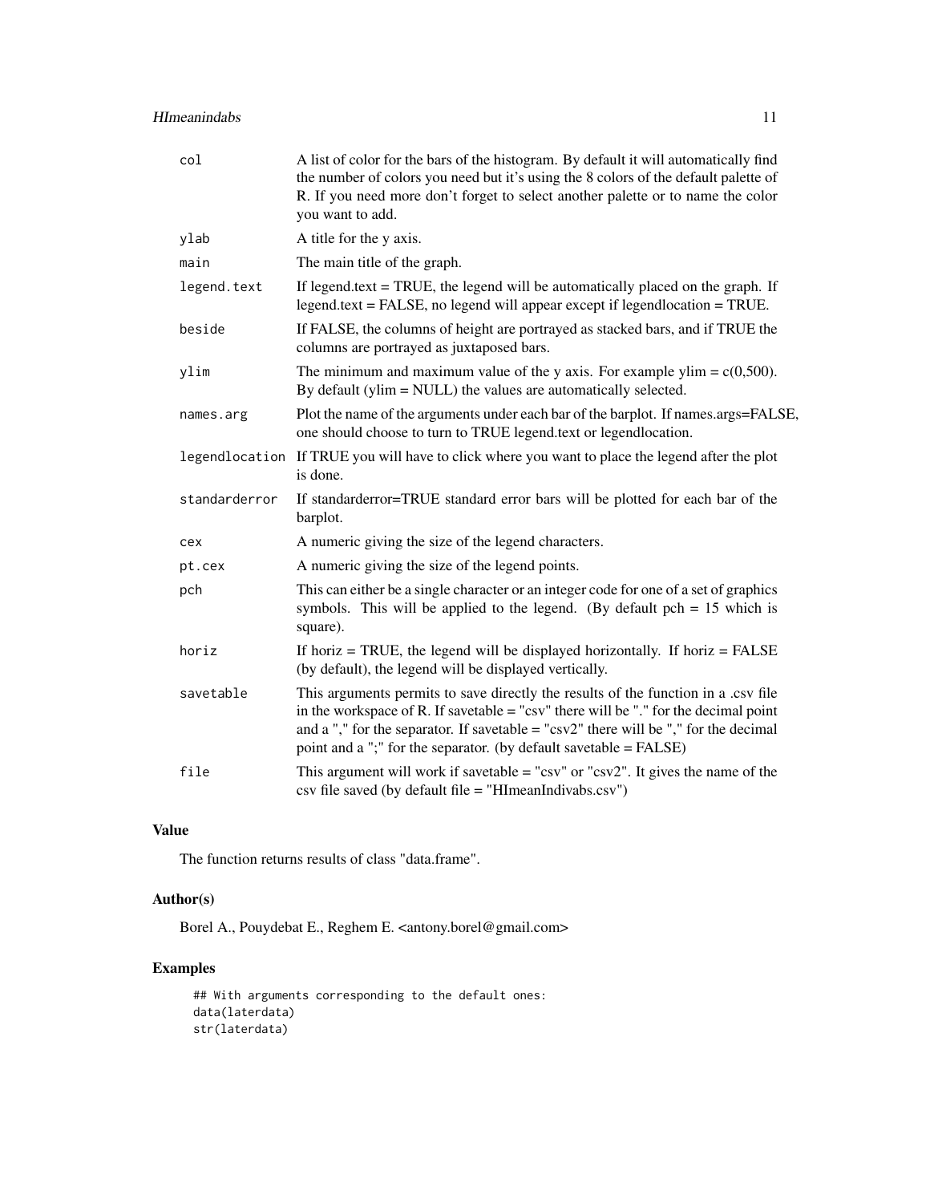| | |
|---|---|
| `col` | A list of color for the bars of the histogram. By default it will automatically find the number of colors you need but it's using the 8 colors of the default palette of R. If you need more don't forget to select another palette or to name the color you want to add. |
| `ylab` | A title for the y axis. |
| `main` | The main title of the graph. |
| `legend.text` | If legend.text = TRUE, the legend will be automatically placed on the graph. If legend.text = FALSE, no legend will appear except if legendlocation = TRUE. |
| `beside` | If FALSE, the columns of height are portrayed as stacked bars, and if TRUE the columns are portrayed as juxtaposed bars. |
| `ylim` | The minimum and maximum value of the y axis. For example ylim = c(0,500). By default (ylim = NULL) the values are automatically selected. |
| `names.arg` | Plot the name of the arguments under each bar of the barplot. If names.args=FALSE, one should choose to turn to TRUE legend.text or legendlocation. |
| `legendlocation` | If TRUE you will have to click where you want to place the legend after the plot is done. |
| `standarderror` | If standarderror=TRUE standard error bars will be plotted for each bar of the barplot. |
| `cex` | A numeric giving the size of the legend characters. |
| `pt.cex` | A numeric giving the size of the legend points. |
| `pch` | This can either be a single character or an integer code for one of a set of graphics symbols. This will be applied to the legend. (By default pch = 15 which is square). |
| `horiz` | If horiz = TRUE, the legend will be displayed horizontally. If horiz = FALSE (by default), the legend will be displayed vertically. |
| `savetable` | This arguments permits to save directly the results of the function in a .csv file in the workspace of R. If savetable = "csv" there will be "." for the decimal point and a "," for the separator. If savetable = "csv2" there will be "," for the decimal point and a ";" for the separator. (by default savetable = FALSE) |
| `file` | This argument will work if savetable = "csv" or "csv2". It gives the name of the csv file saved (by default file = "HImeanIndivabs.csv") |

## Value

The function returns results of class "data.frame".

## Author(s)

Borel A., Pouydebat E., Reghem E. <antony.borel@gmail.com>

## Examples

```
## With arguments corresponding to the default ones:
data(laterdata)
str(laterdata)
```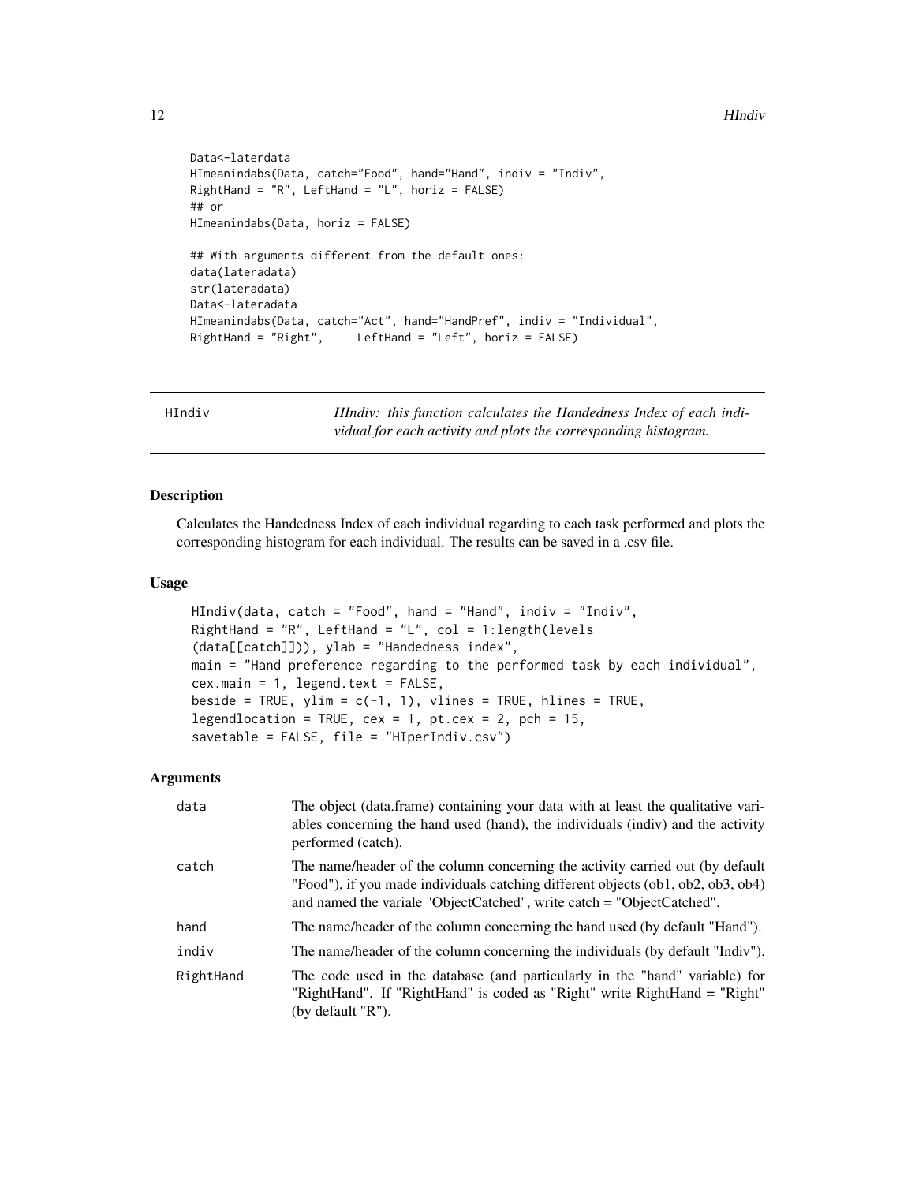```
Data<-laterdata
HImeanindabs(Data, catch="Food", hand="Hand", indiv = "Indiv",
RightHand = "R", LeftHand = "L", horiz = FALSE)
## or
HImeanindabs(Data, horiz = FALSE)

## With arguments different from the default ones:
data(lateradata)
str(lateradata)
Data<-lateradata
HImeanindabs(Data, catch="Act", hand="HandPref", indiv = "Individual",
RightHand = "Right",     LeftHand = "Left", horiz = FALSE)
```

## HIndiv

*HIndiv: this function calculates the Handedness Index of each individual for each activity and plots the corresponding histogram.*

### Description

Calculates the Handedness Index of each individual regarding to each task performed and plots the corresponding histogram for each individual. The results can be saved in a .csv file.

### Usage

```
HIndiv(data, catch = "Food", hand = "Hand", indiv = "Indiv",
RightHand = "R", LeftHand = "L", col = 1:length(levels
(data[[catch]])), ylab = "Handedness index",
main = "Hand preference regarding to the performed task by each individual",
cex.main = 1, legend.text = FALSE,
beside = TRUE, ylim = c(-1, 1), vlines = TRUE, hlines = TRUE,
legendlocation = TRUE, cex = 1, pt.cex = 2, pch = 15,
savetable = FALSE, file = "HIperIndiv.csv")
```

### Arguments

| | |
|---|---|
| data | The object (data.frame) containing your data with at least the qualitative variables concerning the hand used (hand), the individuals (indiv) and the activity performed (catch). |
| catch | The name/header of the column concerning the activity carried out (by default "Food"), if you made individuals catching different objects (ob1, ob2, ob3, ob4) and named the variale "ObjectCatched", write catch = "ObjectCatched". |
| hand | The name/header of the column concerning the hand used (by default "Hand"). |
| indiv | The name/header of the column concerning the individuals (by default "Indiv"). |
| RightHand | The code used in the database (and particularly in the "hand" variable) for "RightHand". If "RightHand" is coded as "Right" write RightHand = "Right" (by default "R"). |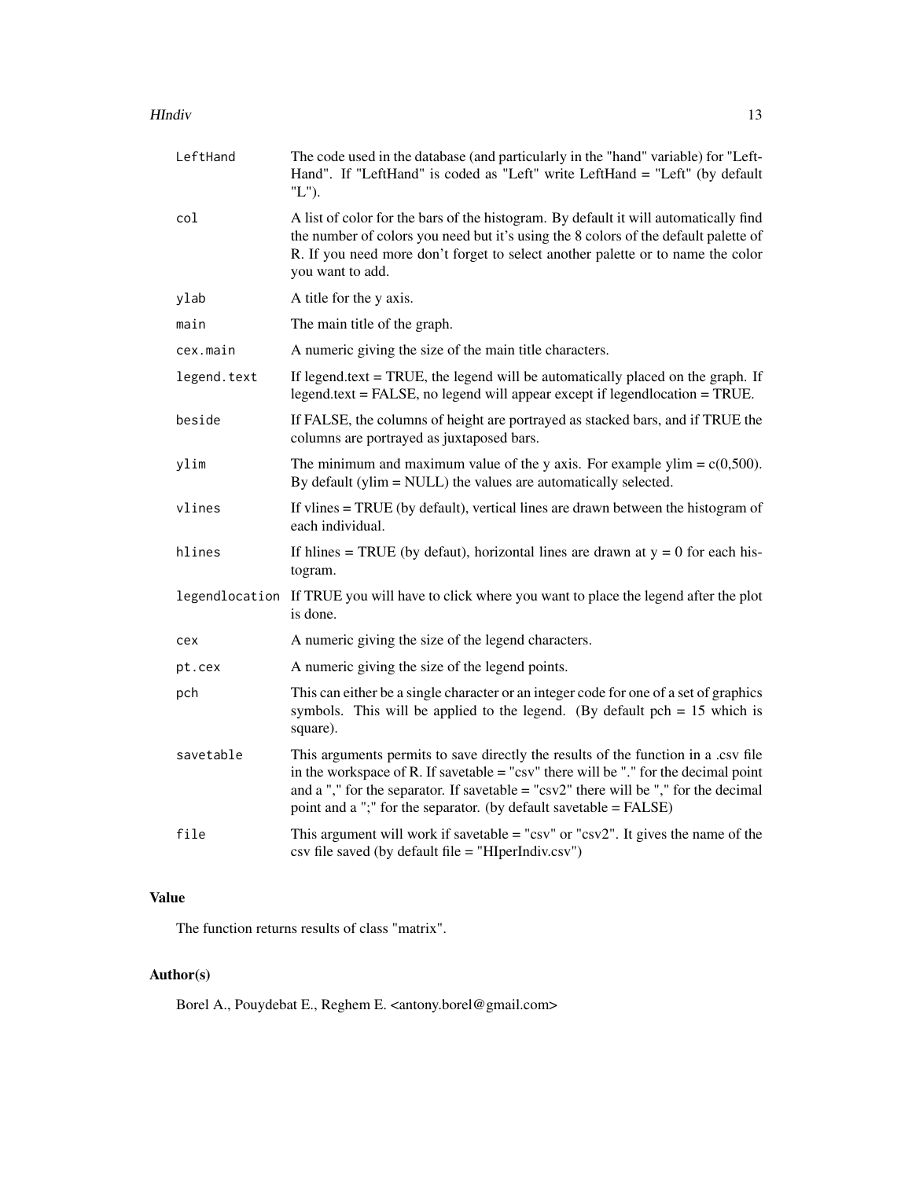| | |
|---|---|
| LeftHand | The code used in the database (and particularly in the "hand" variable) for "Left-Hand". If "LeftHand" is coded as "Left" write LeftHand = "Left" (by default "L"). |
| col | A list of color for the bars of the histogram. By default it will automatically find the number of colors you need but it's using the 8 colors of the default palette of R. If you need more don't forget to select another palette or to name the color you want to add. |
| ylab | A title for the y axis. |
| main | The main title of the graph. |
| cex.main | A numeric giving the size of the main title characters. |
| legend.text | If legend.text = TRUE, the legend will be automatically placed on the graph. If legend.text = FALSE, no legend will appear except if legendlocation = TRUE. |
| beside | If FALSE, the columns of height are portrayed as stacked bars, and if TRUE the columns are portrayed as juxtaposed bars. |
| ylim | The minimum and maximum value of the y axis. For example ylim = c(0,500). By default (ylim = NULL) the values are automatically selected. |
| vlines | If vlines = TRUE (by default), vertical lines are drawn between the histogram of each individual. |
| hlines | If hlines = TRUE (by defaut), horizontal lines are drawn at y = 0 for each histogram. |
| legendlocation | If TRUE you will have to click where you want to place the legend after the plot is done. |
| cex | A numeric giving the size of the legend characters. |
| pt.cex | A numeric giving the size of the legend points. |
| pch | This can either be a single character or an integer code for one of a set of graphics symbols. This will be applied to the legend. (By default pch = 15 which is square). |
| savetable | This arguments permits to save directly the results of the function in a .csv file in the workspace of R. If savetable = "csv" there will be "." for the decimal point and a "," for the separator. If savetable = "csv2" there will be "," for the decimal point and a ";" for the separator. (by default savetable = FALSE) |
| file | This argument will work if savetable = "csv" or "csv2". It gives the name of the csv file saved (by default file = "HIperIndiv.csv") |

## Value

The function returns results of class "matrix".

## Author(s)

Borel A., Pouydebat E., Reghem E. <antony.borel@gmail.com>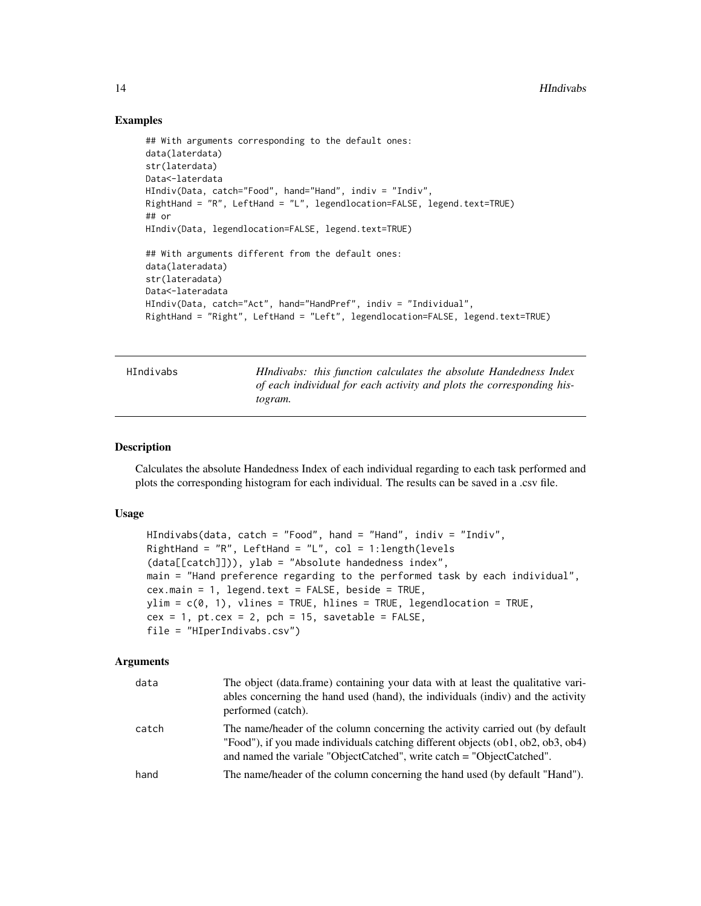## Examples

```
## With arguments corresponding to the default ones:
data(laterdata)
str(laterdata)
Data<-laterdata
HIndiv(Data, catch="Food", hand="Hand", indiv = "Indiv",
RightHand = "R", LeftHand = "L", legendlocation=FALSE, legend.text=TRUE)
## or
HIndiv(Data, legendlocation=FALSE, legend.text=TRUE)

## With arguments different from the default ones:
data(lateradata)
str(lateradata)
Data<-lateradata
HIndiv(Data, catch="Act", hand="HandPref", indiv = "Individual",
RightHand = "Right", LeftHand = "Left", legendlocation=FALSE, legend.text=TRUE)
```

---

HIndivabs — *HIndivabs: this function calculates the absolute Handedness Index of each individual for each activity and plots the corresponding histogram.*

---

## Description

Calculates the absolute Handedness Index of each individual regarding to each task performed and plots the corresponding histogram for each individual. The results can be saved in a .csv file.

## Usage

```
HIndivabs(data, catch = "Food", hand = "Hand", indiv = "Indiv",
RightHand = "R", LeftHand = "L", col = 1:length(levels
(data[[catch]])), ylab = "Absolute handedness index",
main = "Hand preference regarding to the performed task by each individual",
cex.main = 1, legend.text = FALSE, beside = TRUE,
ylim = c(0, 1), vlines = TRUE, hlines = TRUE, legendlocation = TRUE,
cex = 1, pt.cex = 2, pch = 15, savetable = FALSE,
file = "HIperIndivabs.csv")
```

## Arguments

| | |
|---|---|
| data | The object (data.frame) containing your data with at least the qualitative variables concerning the hand used (hand), the individuals (indiv) and the activity performed (catch). |
| catch | The name/header of the column concerning the activity carried out (by default "Food"), if you made individuals catching different objects (ob1, ob2, ob3, ob4) and named the variale "ObjectCatched", write catch = "ObjectCatched". |
| hand | The name/header of the column concerning the hand used (by default "Hand"). |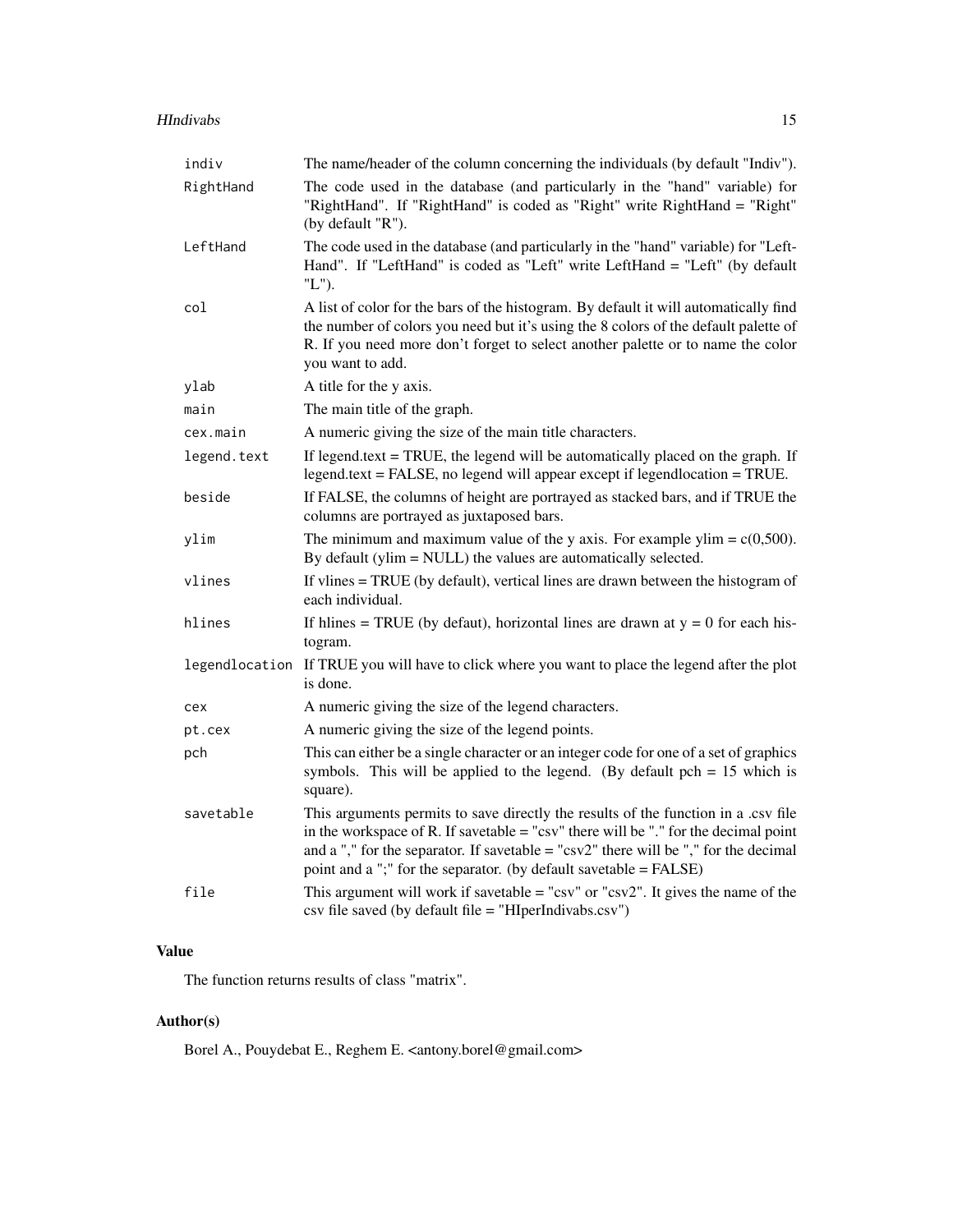| | |
|---|---|
| `indiv` | The name/header of the column concerning the individuals (by default "Indiv"). |
| `RightHand` | The code used in the database (and particularly in the "hand" variable) for "RightHand". If "RightHand" is coded as "Right" write RightHand = "Right" (by default "R"). |
| `LeftHand` | The code used in the database (and particularly in the "hand" variable) for "LeftHand". If "LeftHand" is coded as "Left" write LeftHand = "Left" (by default "L"). |
| `col` | A list of color for the bars of the histogram. By default it will automatically find the number of colors you need but it's using the 8 colors of the default palette of R. If you need more don't forget to select another palette or to name the color you want to add. |
| `ylab` | A title for the y axis. |
| `main` | The main title of the graph. |
| `cex.main` | A numeric giving the size of the main title characters. |
| `legend.text` | If legend.text = TRUE, the legend will be automatically placed on the graph. If legend.text = FALSE, no legend will appear except if legendlocation = TRUE. |
| `beside` | If FALSE, the columns of height are portrayed as stacked bars, and if TRUE the columns are portrayed as juxtaposed bars. |
| `ylim` | The minimum and maximum value of the y axis. For example ylim = c(0,500). By default (ylim = NULL) the values are automatically selected. |
| `vlines` | If vlines = TRUE (by default), vertical lines are drawn between the histogram of each individual. |
| `hlines` | If hlines = TRUE (by defaut), horizontal lines are drawn at y = 0 for each histogram. |
| `legendlocation` | If TRUE you will have to click where you want to place the legend after the plot is done. |
| `cex` | A numeric giving the size of the legend characters. |
| `pt.cex` | A numeric giving the size of the legend points. |
| `pch` | This can either be a single character or an integer code for one of a set of graphics symbols. This will be applied to the legend. (By default pch = 15 which is square). |
| `savetable` | This arguments permits to save directly the results of the function in a .csv file in the workspace of R. If savetable = "csv" there will be "." for the decimal point and a "," for the separator. If savetable = "csv2" there will be "," for the decimal point and a ";" for the separator. (by default savetable = FALSE) |
| `file` | This argument will work if savetable = "csv" or "csv2". It gives the name of the csv file saved (by default file = "HIperIndivabs.csv") |

## Value

The function returns results of class "matrix".

## Author(s)

Borel A., Pouydebat E., Reghem E. <antony.borel@gmail.com>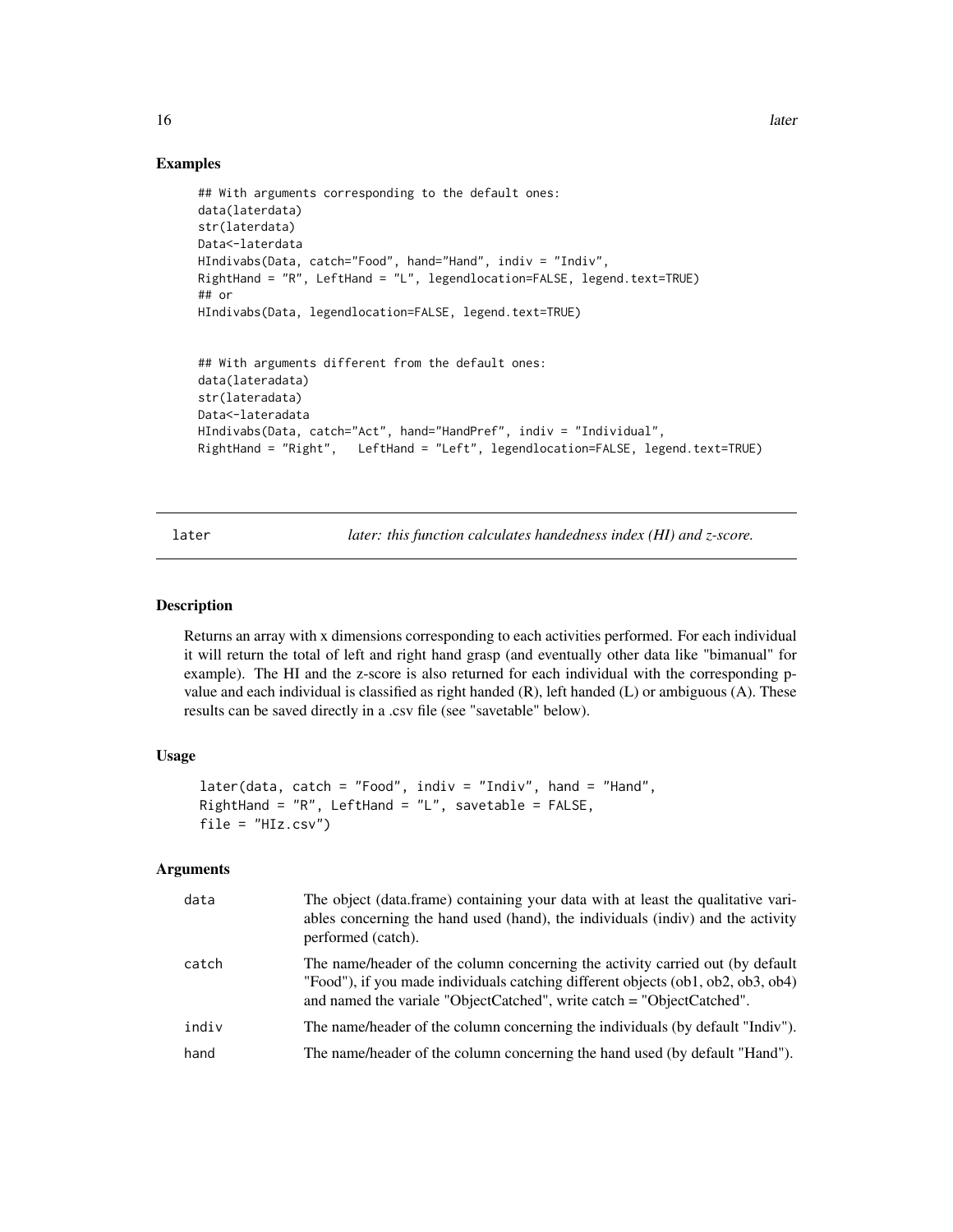## Examples

```
## With arguments corresponding to the default ones:
data(laterdata)
str(laterdata)
Data<-laterdata
HIndivabs(Data, catch="Food", hand="Hand", indiv = "Indiv",
RightHand = "R", LeftHand = "L", legendlocation=FALSE, legend.text=TRUE)
## or
HIndivabs(Data, legendlocation=FALSE, legend.text=TRUE)


## With arguments different from the default ones:
data(lateradata)
str(lateradata)
Data<-lateradata
HIndivabs(Data, catch="Act", hand="HandPref", indiv = "Individual",
RightHand = "Right",   LeftHand = "Left", legendlocation=FALSE, legend.text=TRUE)
```

---

# later — *later: this function calculates handedness index (HI) and z-score.*

---

## Description

Returns an array with x dimensions corresponding to each activities performed. For each individual it will return the total of left and right hand grasp (and eventually other data like "bimanual" for example). The HI and the z-score is also returned for each individual with the corresponding p-value and each individual is classified as right handed (R), left handed (L) or ambiguous (A). These results can be saved directly in a .csv file (see "savetable" below).

## Usage

```
later(data, catch = "Food", indiv = "Indiv", hand = "Hand",
RightHand = "R", LeftHand = "L", savetable = FALSE,
file = "HIz.csv")
```

## Arguments

| | |
|---|---|
| data | The object (data.frame) containing your data with at least the qualitative variables concerning the hand used (hand), the individuals (indiv) and the activity performed (catch). |
| catch | The name/header of the column concerning the activity carried out (by default "Food"), if you made individuals catching different objects (ob1, ob2, ob3, ob4) and named the variale "ObjectCatched", write catch = "ObjectCatched". |
| indiv | The name/header of the column concerning the individuals (by default "Indiv"). |
| hand | The name/header of the column concerning the hand used (by default "Hand"). |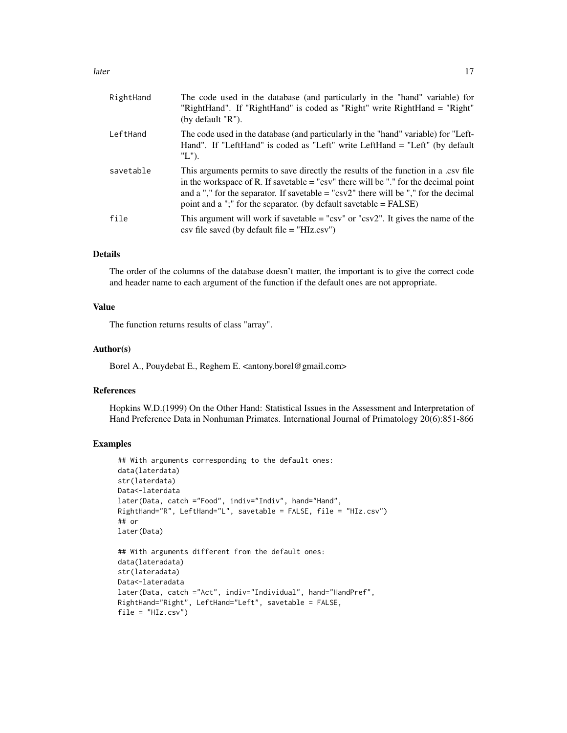| | |
|---|---|
| RightHand | The code used in the database (and particularly in the "hand" variable) for "RightHand". If "RightHand" is coded as "Right" write RightHand = "Right" (by default "R"). |
| LeftHand | The code used in the database (and particularly in the "hand" variable) for "LeftHand". If "LeftHand" is coded as "Left" write LeftHand = "Left" (by default "L"). |
| savetable | This arguments permits to save directly the results of the function in a .csv file in the workspace of R. If savetable = "csv" there will be "." for the decimal point and a "," for the separator. If savetable = "csv2" there will be "," for the decimal point and a ";" for the separator. (by default savetable = FALSE) |
| file | This argument will work if savetable = "csv" or "csv2". It gives the name of the csv file saved (by default file = "HIz.csv") |

### Details

The order of the columns of the database doesn't matter, the important is to give the correct code and header name to each argument of the function if the default ones are not appropriate.

### Value

The function returns results of class "array".

### Author(s)

Borel A., Pouydebat E., Reghem E. <antony.borel@gmail.com>

### References

Hopkins W.D.(1999) On the Other Hand: Statistical Issues in the Assessment and Interpretation of Hand Preference Data in Nonhuman Primates. International Journal of Primatology 20(6):851-866

### Examples

```
## With arguments corresponding to the default ones:
data(laterdata)
str(laterdata)
Data<-laterdata
later(Data, catch ="Food", indiv="Indiv", hand="Hand",
RightHand="R", LeftHand="L", savetable = FALSE, file = "HIz.csv")
## or
later(Data)

## With arguments different from the default ones:
data(lateradata)
str(lateradata)
Data<-lateradata
later(Data, catch ="Act", indiv="Individual", hand="HandPref",
RightHand="Right", LeftHand="Left", savetable = FALSE,
file = "HIz.csv")
```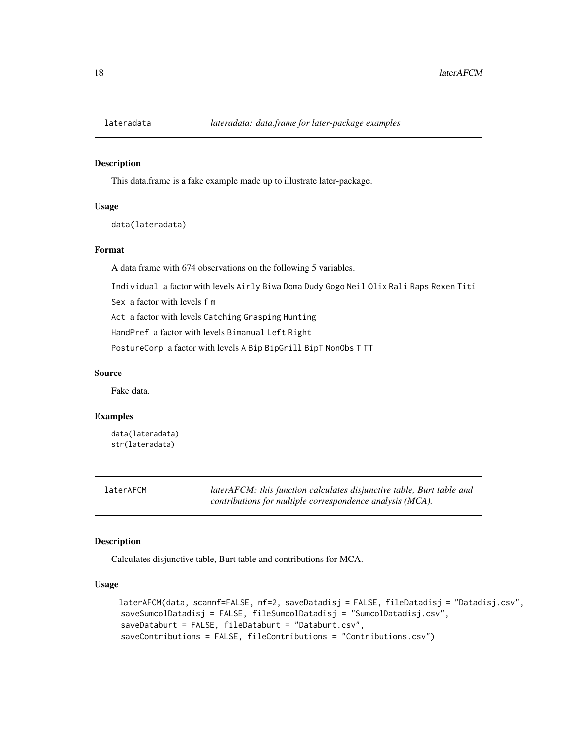## lateradata *lateradata: data.frame for later-package examples*

### Description

This data.frame is a fake example made up to illustrate later-package.

### Usage

```
data(lateradata)
```

### Format

A data frame with 674 observations on the following 5 variables.

`Individual` a factor with levels `Airly` `Biwa` `Doma` `Dudy` `Gogo` `Neil` `Olix` `Rali` `Raps` `Rexen` `Titi`

`Sex` a factor with levels `f` `m`

`Act` a factor with levels `Catching` `Grasping` `Hunting`

`HandPref` a factor with levels `Bimanual` `Left` `Right`

`PostureCorp` a factor with levels `A` `Bip` `BipGrill` `BipT` `NonObs` `T` `TT`

### Source

Fake data.

### Examples

```
data(lateradata)
str(lateradata)
```

## laterAFCM *laterAFCM: this function calculates disjunctive table, Burt table and contributions for multiple correspondence analysis (MCA).*

### Description

Calculates disjunctive table, Burt table and contributions for MCA.

### Usage

```
laterAFCM(data, scannf=FALSE, nf=2, saveDatadisj = FALSE, fileDatadisj = "Datadisj.csv",
saveSumcolDatadisj = FALSE, fileSumcolDatadisj = "SumcolDatadisj.csv",
saveDataburt = FALSE, fileDataburt = "Databurt.csv",
saveContributions = FALSE, fileContributions = "Contributions.csv")
```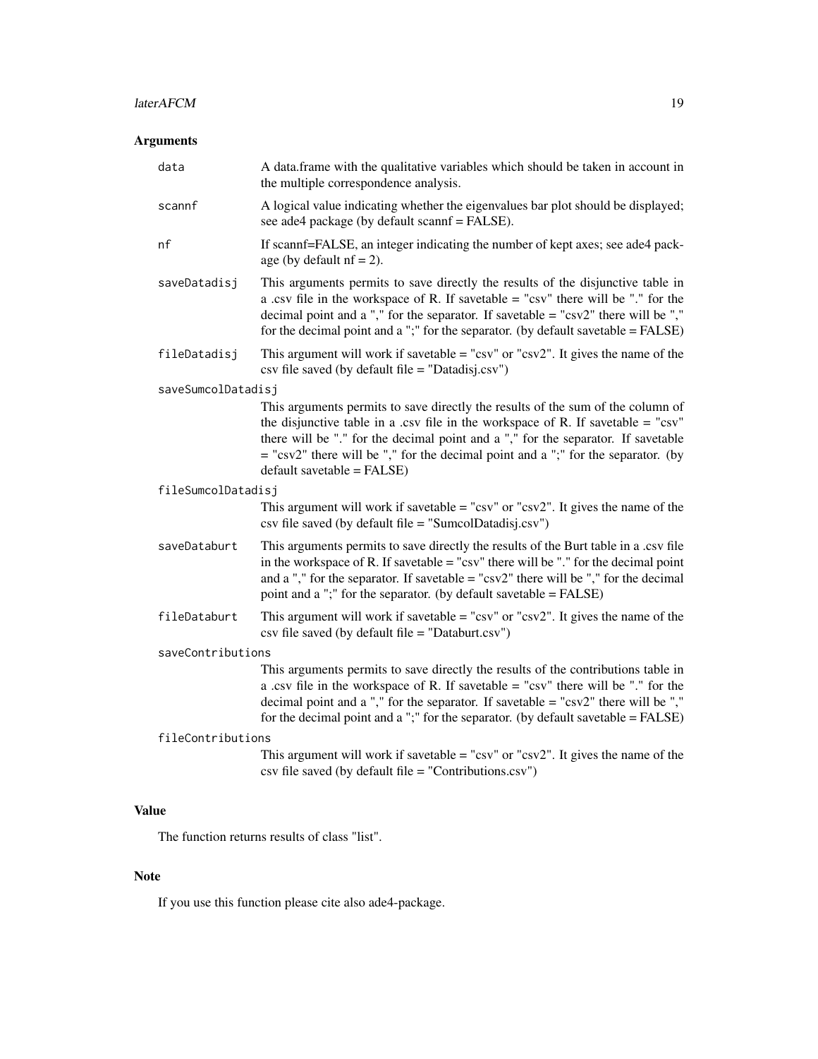## Arguments

| | |
|---|---|
| `data` | A data.frame with the qualitative variables which should be taken in account in the multiple correspondence analysis. |
| `scannf` | A logical value indicating whether the eigenvalues bar plot should be displayed; see ade4 package (by default scannf = FALSE). |
| `nf` | If scannf=FALSE, an integer indicating the number of kept axes; see ade4 package (by default nf = 2). |
| `saveDatadisj` | This arguments permits to save directly the results of the disjunctive table in a .csv file in the workspace of R. If savetable = "csv" there will be "." for the decimal point and a "," for the separator. If savetable = "csv2" there will be "," for the decimal point and a ";" for the separator. (by default savetable = FALSE) |
| `fileDatadisj` | This argument will work if savetable = "csv" or "csv2". It gives the name of the csv file saved (by default file = "Datadisj.csv") |
| `saveSumcolDatadisj` | This arguments permits to save directly the results of the sum of the column of the disjunctive table in a .csv file in the workspace of R. If savetable = "csv" there will be "." for the decimal point and a "," for the separator. If savetable = "csv2" there will be "," for the decimal point and a ";" for the separator. (by default savetable = FALSE) |
| `fileSumcolDatadisj` | This argument will work if savetable = "csv" or "csv2". It gives the name of the csv file saved (by default file = "SumcolDatadisj.csv") |
| `saveDataburt` | This arguments permits to save directly the results of the Burt table in a .csv file in the workspace of R. If savetable = "csv" there will be "." for the decimal point and a "," for the separator. If savetable = "csv2" there will be "," for the decimal point and a ";" for the separator. (by default savetable = FALSE) |
| `fileDataburt` | This argument will work if savetable = "csv" or "csv2". It gives the name of the csv file saved (by default file = "Databurt.csv") |
| `saveContributions` | This arguments permits to save directly the results of the contributions table in a .csv file in the workspace of R. If savetable = "csv" there will be "." for the decimal point and a "," for the separator. If savetable = "csv2" there will be "," for the decimal point and a ";" for the separator. (by default savetable = FALSE) |
| `fileContributions` | This argument will work if savetable = "csv" or "csv2". It gives the name of the csv file saved (by default file = "Contributions.csv") |

## Value

The function returns results of class "list".

## Note

If you use this function please cite also ade4-package.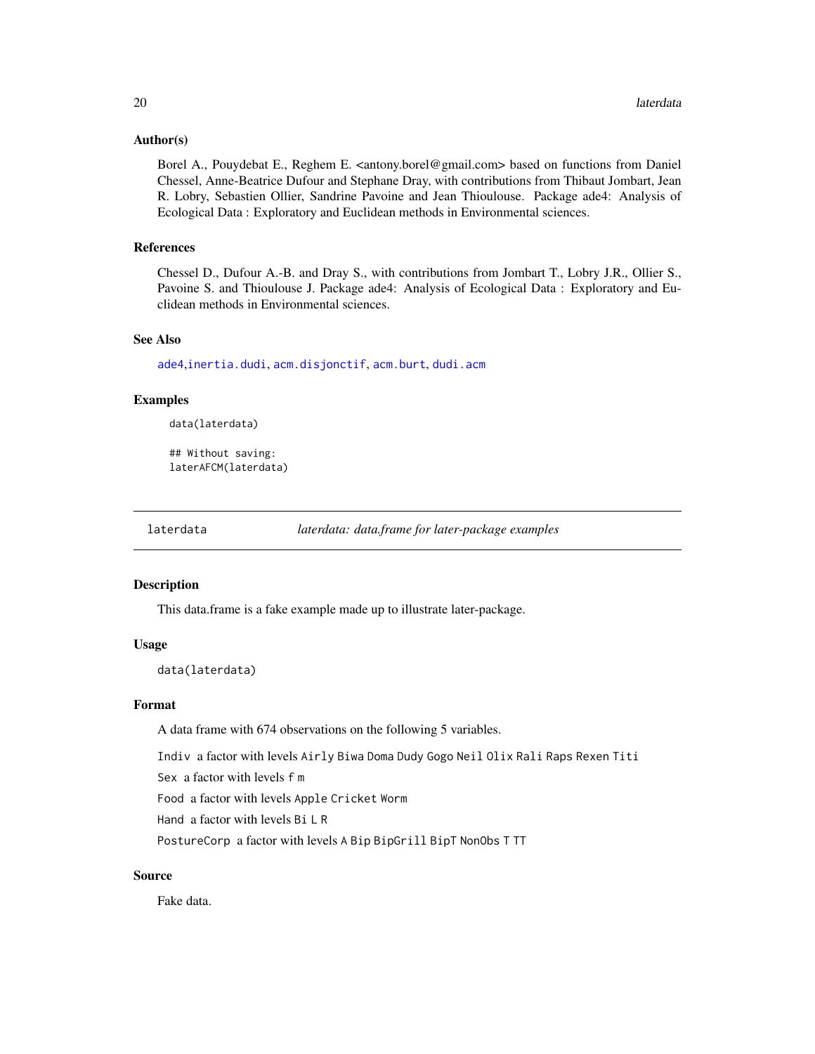### Author(s)

Borel A., Pouydebat E., Reghem E. <antony.borel@gmail.com> based on functions from Daniel Chessel, Anne-Beatrice Dufour and Stephane Dray, with contributions from Thibaut Jombart, Jean R. Lobry, Sebastien Ollier, Sandrine Pavoine and Jean Thioulouse. Package ade4: Analysis of Ecological Data : Exploratory and Euclidean methods in Environmental sciences.

### References

Chessel D., Dufour A.-B. and Dray S., with contributions from Jombart T., Lobry J.R., Ollier S., Pavoine S. and Thioulouse J. Package ade4: Analysis of Ecological Data : Exploratory and Euclidean methods in Environmental sciences.

### See Also

`ade4`,`inertia.dudi`, `acm.disjonctif`, `acm.burt`, `dudi.acm`

### Examples

```
data(laterdata)

## Without saving:
laterAFCM(laterdata)
```

---

## laterdata *laterdata: data.frame for later-package examples*

---

### Description

This data.frame is a fake example made up to illustrate later-package.

### Usage

```
data(laterdata)
```

### Format

A data frame with 674 observations on the following 5 variables.

- `Indiv` a factor with levels `Airly` `Biwa` `Doma` `Dudy` `Gogo` `Neil` `Olix` `Rali` `Raps` `Rexen` `Titi`
- `Sex` a factor with levels `f` `m`
- `Food` a factor with levels `Apple` `Cricket` `Worm`
- `Hand` a factor with levels `Bi` `L` `R`
- `PostureCorp` a factor with levels `A` `Bip` `BipGrill` `BipT` `NonObs` `T` `TT`

### Source

Fake data.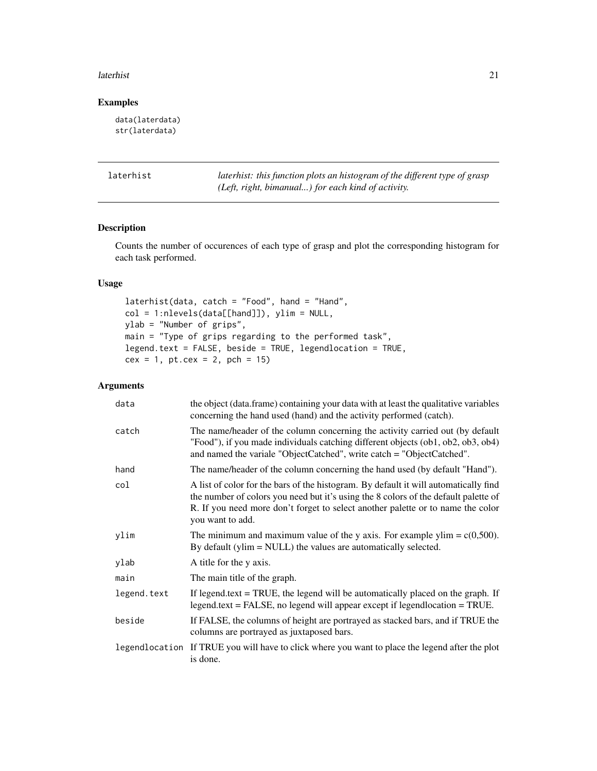## Examples

```
data(laterdata)
str(laterdata)
```

---

laterhist — *laterhist: this function plots an histogram of the different type of grasp (Left, right, bimanual...) for each kind of activity.*

---

## Description

Counts the number of occurences of each type of grasp and plot the corresponding histogram for each task performed.

## Usage

```
laterhist(data, catch = "Food", hand = "Hand",
col = 1:nlevels(data[[hand]]), ylim = NULL,
ylab = "Number of grips",
main = "Type of grips regarding to the performed task",
legend.text = FALSE, beside = TRUE, legendlocation = TRUE,
cex = 1, pt.cex = 2, pch = 15)
```

## Arguments

| | |
|---|---|
| `data` | the object (data.frame) containing your data with at least the qualitative variables concerning the hand used (hand) and the activity performed (catch). |
| `catch` | The name/header of the column concerning the activity carried out (by default "Food"), if you made individuals catching different objects (ob1, ob2, ob3, ob4) and named the variale "ObjectCatched", write catch = "ObjectCatched". |
| `hand` | The name/header of the column concerning the hand used (by default "Hand"). |
| `col` | A list of color for the bars of the histogram. By default it will automatically find the number of colors you need but it's using the 8 colors of the default palette of R. If you need more don't forget to select another palette or to name the color you want to add. |
| `ylim` | The minimum and maximum value of the y axis. For example ylim = c(0,500). By default (ylim = NULL) the values are automatically selected. |
| `ylab` | A title for the y axis. |
| `main` | The main title of the graph. |
| `legend.text` | If legend.text = TRUE, the legend will be automatically placed on the graph. If legend.text = FALSE, no legend will appear except if legendlocation = TRUE. |
| `beside` | If FALSE, the columns of height are portrayed as stacked bars, and if TRUE the columns are portrayed as juxtaposed bars. |
| `legendlocation` | If TRUE you will have to click where you want to place the legend after the plot is done. |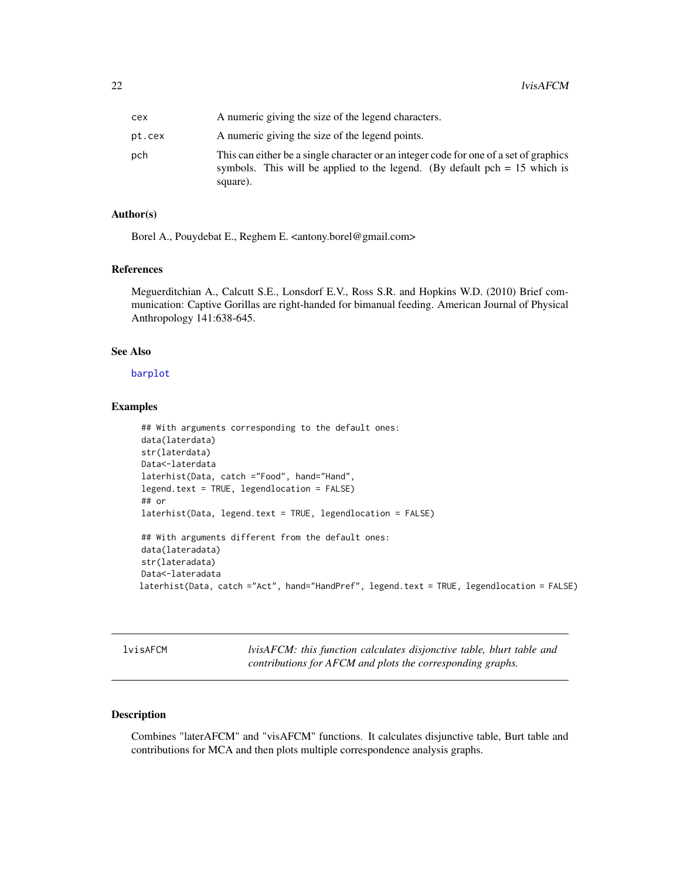| | |
|---|---|
| cex | A numeric giving the size of the legend characters. |
| pt.cex | A numeric giving the size of the legend points. |
| pch | This can either be a single character or an integer code for one of a set of graphics symbols. This will be applied to the legend. (By default pch = 15 which is square). |

### Author(s)

Borel A., Pouydebat E., Reghem E. <antony.borel@gmail.com>

### References

Meguerditchian A., Calcutt S.E., Lonsdorf E.V., Ross S.R. and Hopkins W.D. (2010) Brief communication: Captive Gorillas are right-handed for bimanual feeding. American Journal of Physical Anthropology 141:638-645.

### See Also

barplot

### Examples

```
## With arguments corresponding to the default ones:
data(laterdata)
str(laterdata)
Data<-laterdata
laterhist(Data, catch ="Food", hand="Hand",
legend.text = TRUE, legendlocation = FALSE)
## or
laterhist(Data, legend.text = TRUE, legendlocation = FALSE)

## With arguments different from the default ones:
data(lateradata)
str(lateradata)
Data<-lateradata
laterhist(Data, catch ="Act", hand="HandPref", legend.text = TRUE, legendlocation = FALSE)
```

---

## lvisAFCM — *lvisAFCM: this function calculates disjonctive table, blurt table and contributions for AFCM and plots the corresponding graphs.*

---

### Description

Combines "laterAFCM" and "visAFCM" functions. It calculates disjunctive table, Burt table and contributions for MCA and then plots multiple correspondence analysis graphs.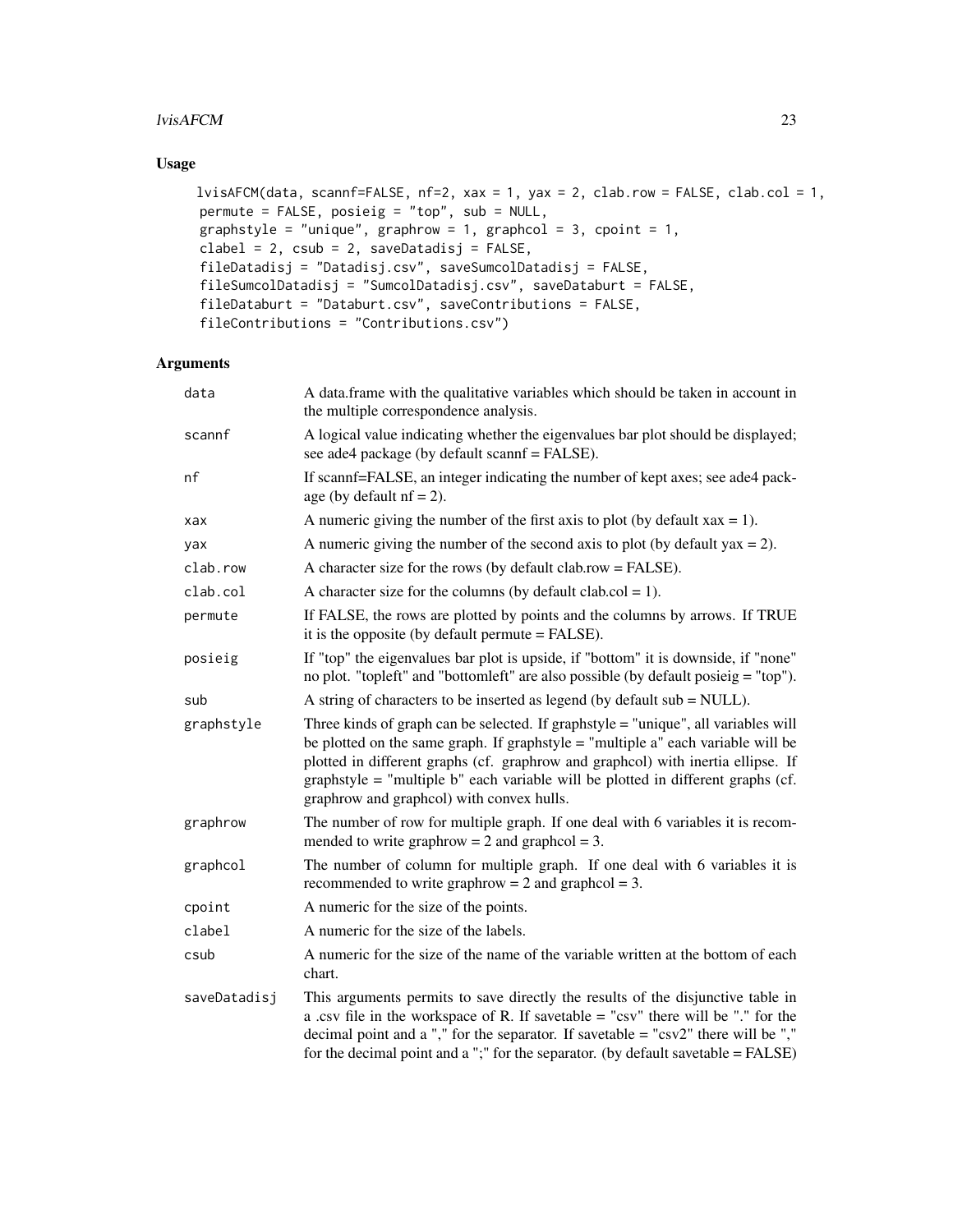## Usage

```
lvisAFCM(data, scannf=FALSE, nf=2, xax = 1, yax = 2, clab.row = FALSE, clab.col = 1,
 permute = FALSE, posieig = "top", sub = NULL,
 graphstyle = "unique", graphrow = 1, graphcol = 3, cpoint = 1,
 clabel = 2, csub = 2, saveDatadisj = FALSE,
 fileDatadisj = "Datadisj.csv", saveSumcolDatadisj = FALSE,
 fileSumcolDatadisj = "SumcolDatadisj.csv", saveDataburt = FALSE,
 fileDataburt = "Databurt.csv", saveContributions = FALSE,
 fileContributions = "Contributions.csv")
```

## Arguments

| | |
|---|---|
| data | A data.frame with the qualitative variables which should be taken in account in the multiple correspondence analysis. |
| scannf | A logical value indicating whether the eigenvalues bar plot should be displayed; see ade4 package (by default scannf = FALSE). |
| nf | If scannf=FALSE, an integer indicating the number of kept axes; see ade4 package (by default nf = 2). |
| xax | A numeric giving the number of the first axis to plot (by default xax = 1). |
| yax | A numeric giving the number of the second axis to plot (by default yax = 2). |
| clab.row | A character size for the rows (by default clab.row = FALSE). |
| clab.col | A character size for the columns (by default clab.col = 1). |
| permute | If FALSE, the rows are plotted by points and the columns by arrows. If TRUE it is the opposite (by default permute = FALSE). |
| posieig | If "top" the eigenvalues bar plot is upside, if "bottom" it is downside, if "none" no plot. "topleft" and "bottomleft" are also possible (by default posieig = "top"). |
| sub | A string of characters to be inserted as legend (by default sub = NULL). |
| graphstyle | Three kinds of graph can be selected. If graphstyle = "unique", all variables will be plotted on the same graph. If graphstyle = "multiple a" each variable will be plotted in different graphs (cf. graphrow and graphcol) with inertia ellipse. If graphstyle = "multiple b" each variable will be plotted in different graphs (cf. graphrow and graphcol) with convex hulls. |
| graphrow | The number of row for multiple graph. If one deal with 6 variables it is recommended to write graphrow = 2 and graphcol = 3. |
| graphcol | The number of column for multiple graph. If one deal with 6 variables it is recommended to write graphrow = 2 and graphcol = 3. |
| cpoint | A numeric for the size of the points. |
| clabel | A numeric for the size of the labels. |
| csub | A numeric for the size of the name of the variable written at the bottom of each chart. |
| saveDatadisj | This arguments permits to save directly the results of the disjunctive table in a .csv file in the workspace of R. If savetable = "csv" there will be "." for the decimal point and a "," for the separator. If savetable = "csv2" there will be "," for the decimal point and a ";" for the separator. (by default savetable = FALSE) |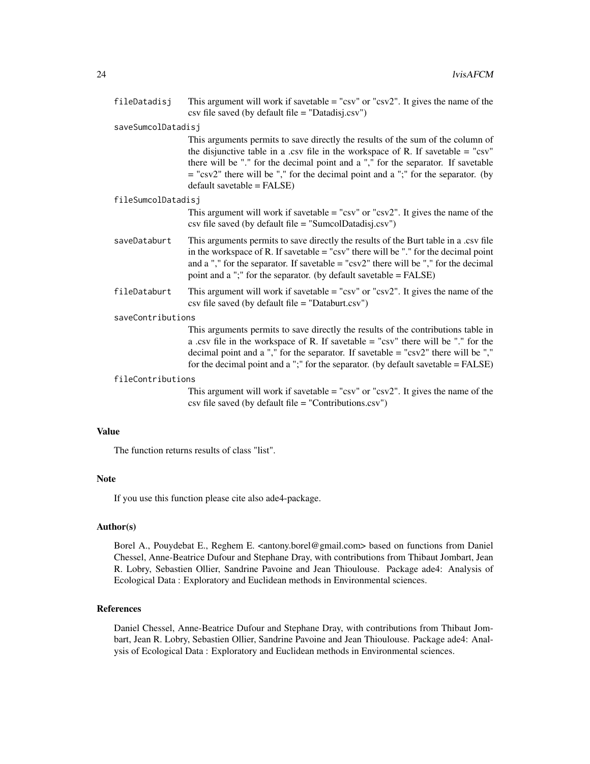`fileDatadisj` This argument will work if savetable = "csv" or "csv2". It gives the name of the csv file saved (by default file = "Datadisj.csv")

`saveSumcolDatadisj` This arguments permits to save directly the results of the sum of the column of the disjunctive table in a .csv file in the workspace of R. If savetable = "csv" there will be "." for the decimal point and a "," for the separator. If savetable = "csv2" there will be "," for the decimal point and a ";" for the separator. (by default savetable = FALSE)

`fileSumcolDatadisj` This argument will work if savetable = "csv" or "csv2". It gives the name of the csv file saved (by default file = "SumcolDatadisj.csv")

`saveDataburt` This arguments permits to save directly the results of the Burt table in a .csv file in the workspace of R. If savetable = "csv" there will be "." for the decimal point and a "," for the separator. If savetable = "csv2" there will be "," for the decimal point and a ";" for the separator. (by default savetable = FALSE)

`fileDataburt` This argument will work if savetable = "csv" or "csv2". It gives the name of the csv file saved (by default file = "Databurt.csv")

`saveContributions` This arguments permits to save directly the results of the contributions table in a .csv file in the workspace of R. If savetable = "csv" there will be "." for the decimal point and a "," for the separator. If savetable = "csv2" there will be "," for the decimal point and a ";" for the separator. (by default savetable = FALSE)

`fileContributions` This argument will work if savetable = "csv" or "csv2". It gives the name of the csv file saved (by default file = "Contributions.csv")

## Value

The function returns results of class "list".

## Note

If you use this function please cite also ade4-package.

## Author(s)

Borel A., Pouydebat E., Reghem E. <antony.borel@gmail.com> based on functions from Daniel Chessel, Anne-Beatrice Dufour and Stephane Dray, with contributions from Thibaut Jombart, Jean R. Lobry, Sebastien Ollier, Sandrine Pavoine and Jean Thioulouse. Package ade4: Analysis of Ecological Data : Exploratory and Euclidean methods in Environmental sciences.

## References

Daniel Chessel, Anne-Beatrice Dufour and Stephane Dray, with contributions from Thibaut Jombart, Jean R. Lobry, Sebastien Ollier, Sandrine Pavoine and Jean Thioulouse. Package ade4: Analysis of Ecological Data : Exploratory and Euclidean methods in Environmental sciences.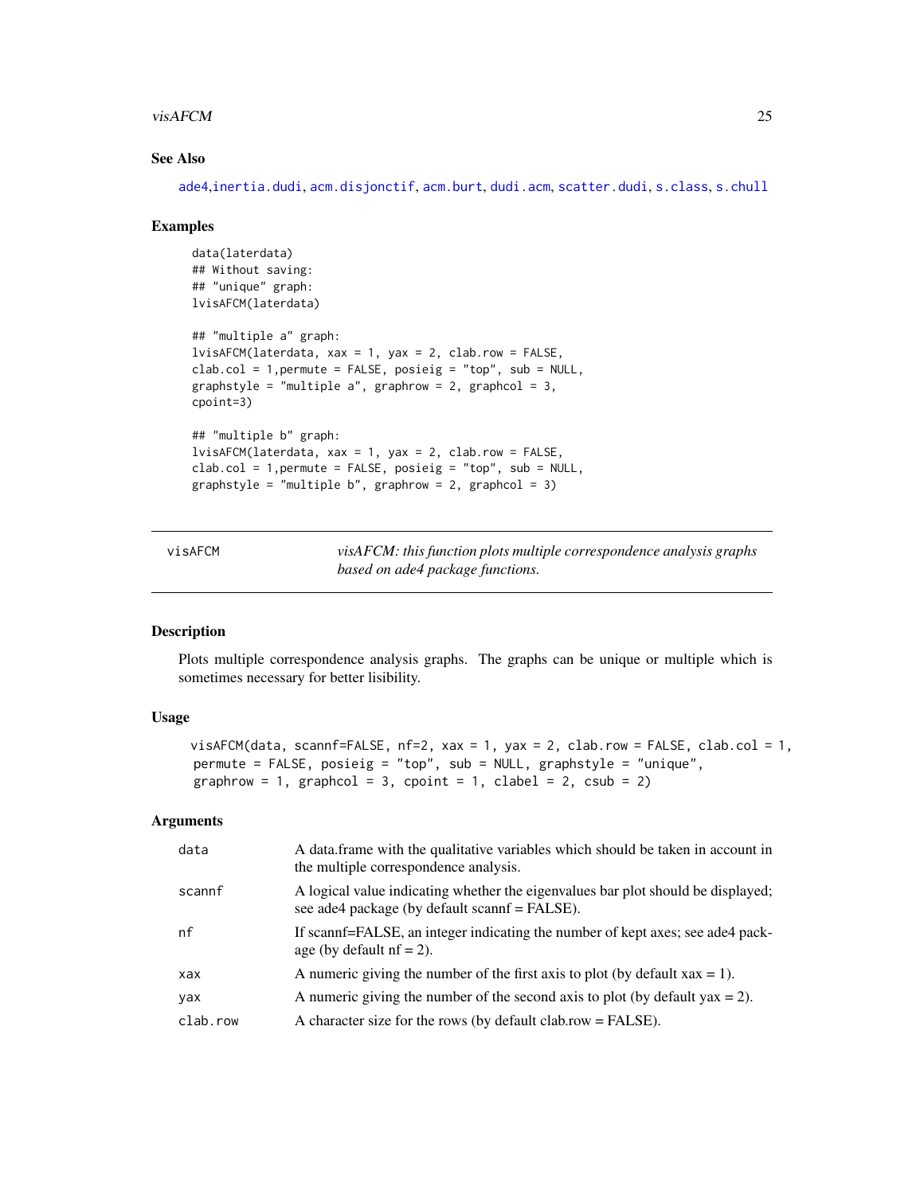## See Also

ade4, inertia.dudi, acm.disjonctif, acm.burt, dudi.acm, scatter.dudi, s.class, s.chull

## Examples

```
data(laterdata)
## Without saving:
## "unique" graph:
lvisAFCM(laterdata)

## "multiple a" graph:
lvisAFCM(laterdata, xax = 1, yax = 2, clab.row = FALSE,
clab.col = 1,permute = FALSE, posieig = "top", sub = NULL,
graphstyle = "multiple a", graphrow = 2, graphcol = 3,
cpoint=3)

## "multiple b" graph:
lvisAFCM(laterdata, xax = 1, yax = 2, clab.row = FALSE,
clab.col = 1,permute = FALSE, posieig = "top", sub = NULL,
graphstyle = "multiple b", graphrow = 2, graphcol = 3)
```

---

# visAFCM — *visAFCM: this function plots multiple correspondence analysis graphs based on ade4 package functions.*

## Description

Plots multiple correspondence analysis graphs. The graphs can be unique or multiple which is sometimes necessary for better lisibility.

## Usage

```
visAFCM(data, scannf=FALSE, nf=2, xax = 1, yax = 2, clab.row = FALSE, clab.col = 1,
 permute = FALSE, posieig = "top", sub = NULL, graphstyle = "unique",
 graphrow = 1, graphcol = 3, cpoint = 1, clabel = 2, csub = 2)
```

## Arguments

| | |
|---|---|
| data | A data.frame with the qualitative variables which should be taken in account in the multiple correspondence analysis. |
| scannf | A logical value indicating whether the eigenvalues bar plot should be displayed; see ade4 package (by default scannf = FALSE). |
| nf | If scannf=FALSE, an integer indicating the number of kept axes; see ade4 package (by default nf = 2). |
| xax | A numeric giving the number of the first axis to plot (by default xax = 1). |
| yax | A numeric giving the number of the second axis to plot (by default yax = 2). |
| clab.row | A character size for the rows (by default clab.row = FALSE). |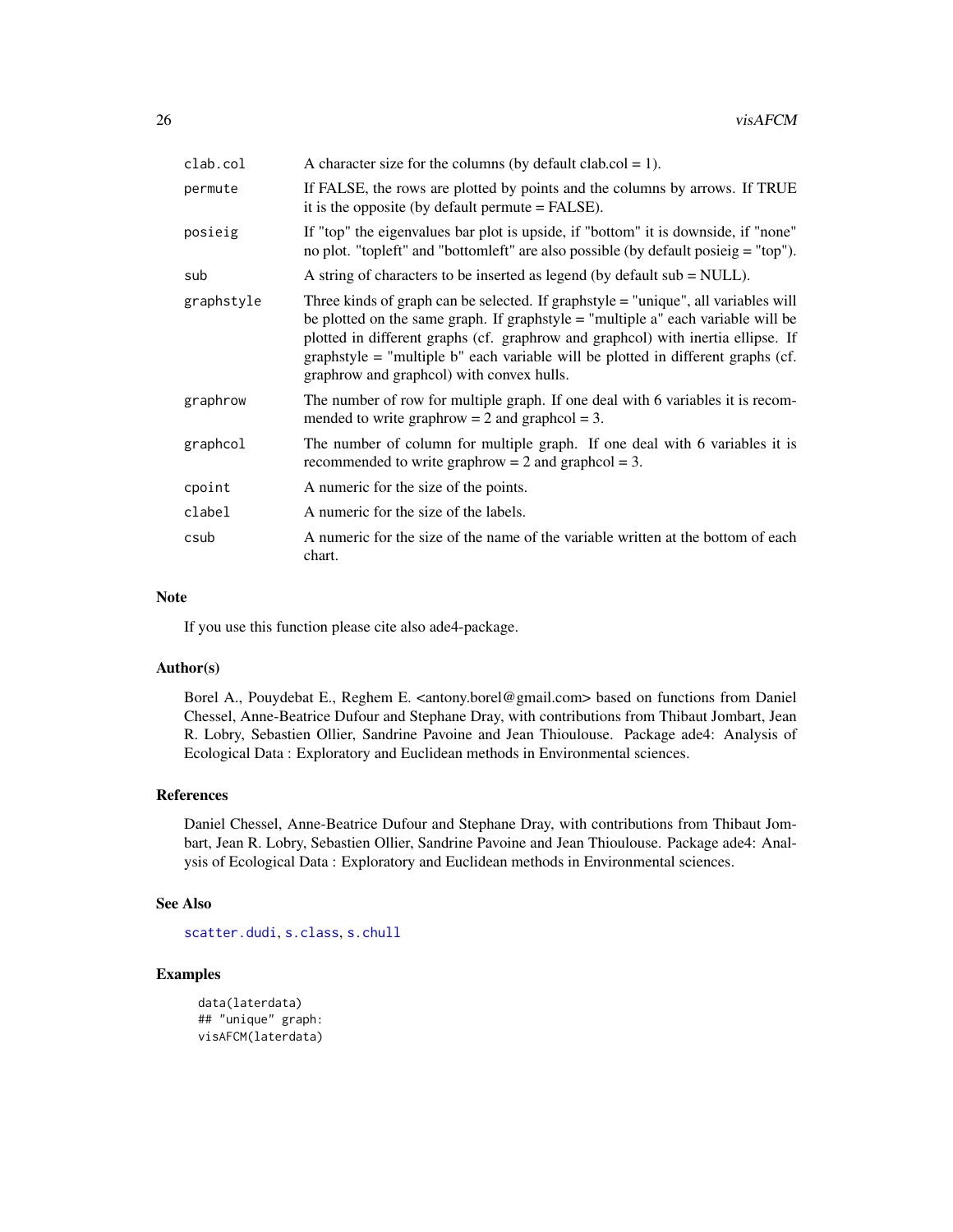| | |
|---|---|
| clab.col | A character size for the columns (by default clab.col = 1). |
| permute | If FALSE, the rows are plotted by points and the columns by arrows. If TRUE it is the opposite (by default permute = FALSE). |
| posieig | If "top" the eigenvalues bar plot is upside, if "bottom" it is downside, if "none" no plot. "topleft" and "bottomleft" are also possible (by default posieig = "top"). |
| sub | A string of characters to be inserted as legend (by default sub = NULL). |
| graphstyle | Three kinds of graph can be selected. If graphstyle = "unique", all variables will be plotted on the same graph. If graphstyle = "multiple a" each variable will be plotted in different graphs (cf. graphrow and graphcol) with inertia ellipse. If graphstyle = "multiple b" each variable will be plotted in different graphs (cf. graphrow and graphcol) with convex hulls. |
| graphrow | The number of row for multiple graph. If one deal with 6 variables it is recommended to write graphrow = 2 and graphcol = 3. |
| graphcol | The number of column for multiple graph. If one deal with 6 variables it is recommended to write graphrow = 2 and graphcol = 3. |
| cpoint | A numeric for the size of the points. |
| clabel | A numeric for the size of the labels. |
| csub | A numeric for the size of the name of the variable written at the bottom of each chart. |

## Note

If you use this function please cite also ade4-package.

## Author(s)

Borel A., Pouydebat E., Reghem E. <antony.borel@gmail.com> based on functions from Daniel Chessel, Anne-Beatrice Dufour and Stephane Dray, with contributions from Thibaut Jombart, Jean R. Lobry, Sebastien Ollier, Sandrine Pavoine and Jean Thioulouse. Package ade4: Analysis of Ecological Data : Exploratory and Euclidean methods in Environmental sciences.

## References

Daniel Chessel, Anne-Beatrice Dufour and Stephane Dray, with contributions from Thibaut Jombart, Jean R. Lobry, Sebastien Ollier, Sandrine Pavoine and Jean Thioulouse. Package ade4: Analysis of Ecological Data : Exploratory and Euclidean methods in Environmental sciences.

## See Also

scatter.dudi, s.class, s.chull

## Examples

```
data(laterdata)
## "unique" graph:
visAFCM(laterdata)
```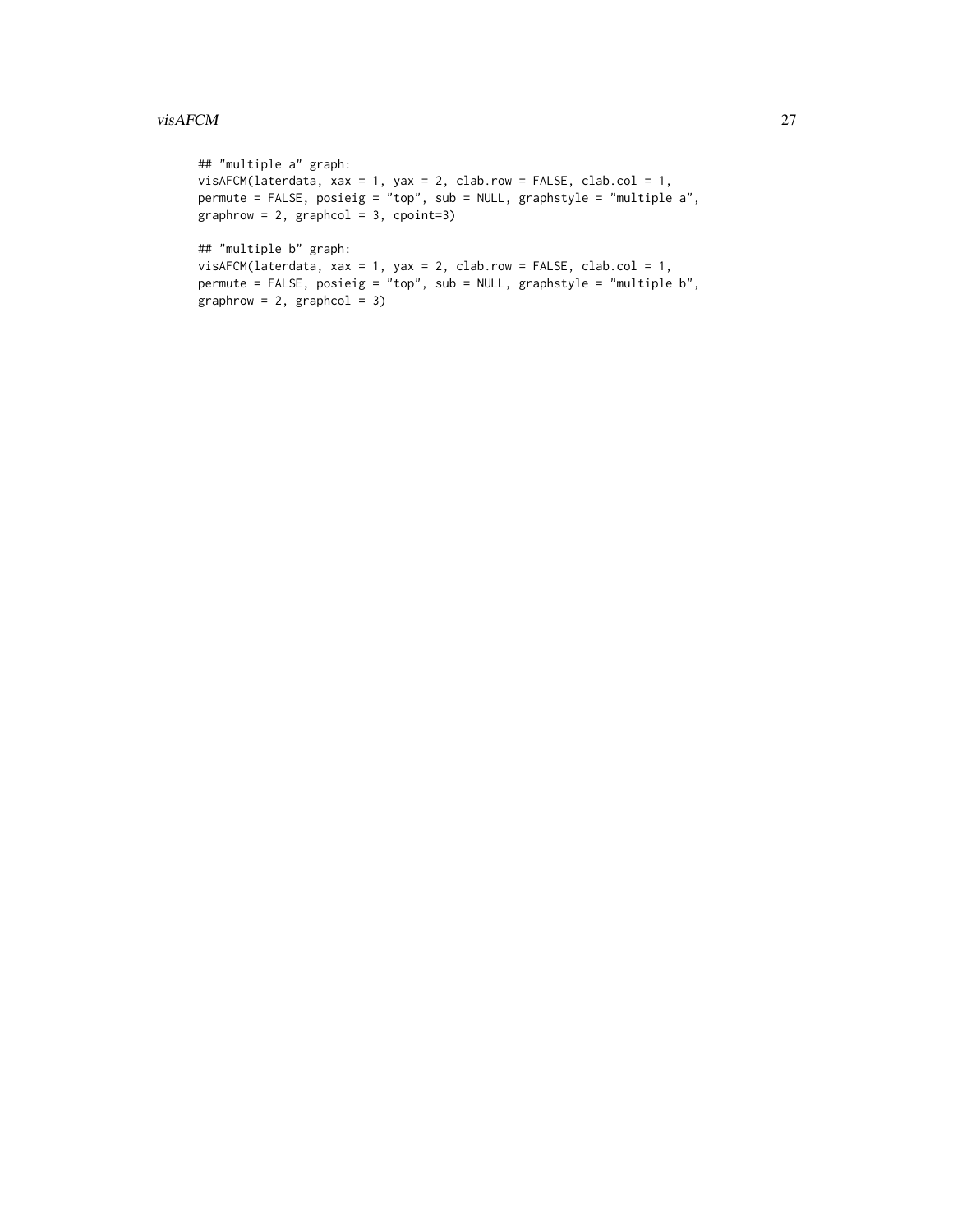```
## "multiple a" graph:
visAFCM(laterdata, xax = 1, yax = 2, clab.row = FALSE, clab.col = 1,
permute = FALSE, posieig = "top", sub = NULL, graphstyle = "multiple a",
graphrow = 2, graphcol = 3, cpoint=3)

## "multiple b" graph:
visAFCM(laterdata, xax = 1, yax = 2, clab.row = FALSE, clab.col = 1,
permute = FALSE, posieig = "top", sub = NULL, graphstyle = "multiple b",
graphrow = 2, graphcol = 3)
```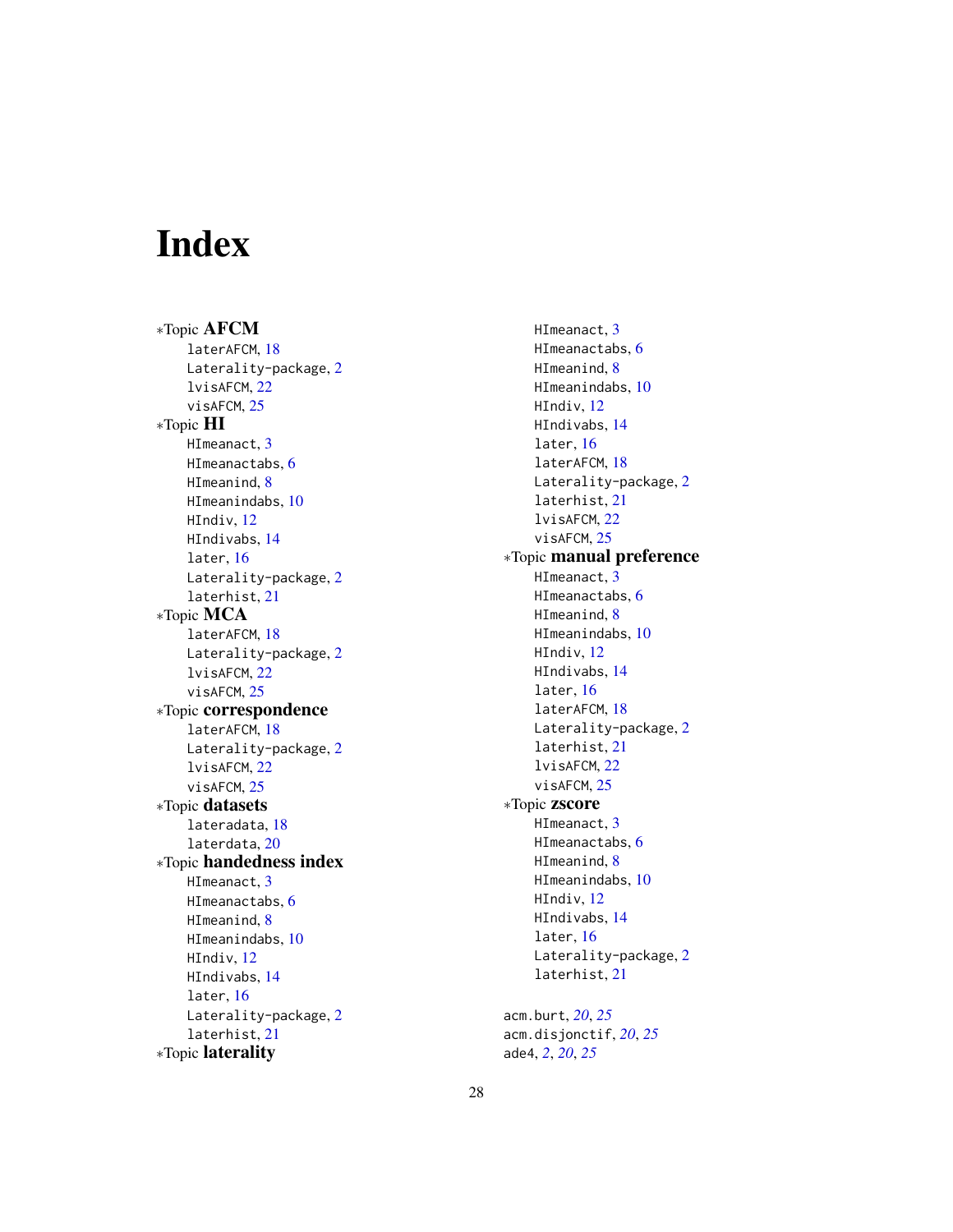# Index

*Topic **AFCM**
- laterAFCM, 18
- Laterality-package, 2
- lvisAFCM, 22
- visAFCM, 25

*Topic **HI**
- HImeanact, 3
- HImeanactabs, 6
- HImeanind, 8
- HImeanindabs, 10
- HIndiv, 12
- HIndivabs, 14
- later, 16
- Laterality-package, 2
- laterhist, 21

*Topic **MCA**
- laterAFCM, 18
- Laterality-package, 2
- lvisAFCM, 22
- visAFCM, 25

*Topic **correspondence**
- laterAFCM, 18
- Laterality-package, 2
- lvisAFCM, 22
- visAFCM, 25

*Topic **datasets**
- lateradata, 18
- laterdata, 20

*Topic **handedness index**
- HImeanact, 3
- HImeanactabs, 6
- HImeanind, 8
- HImeanindabs, 10
- HIndiv, 12
- HIndivabs, 14
- later, 16
- Laterality-package, 2
- laterhist, 21

*Topic **laterality**
- HImeanact, 3
- HImeanactabs, 6
- HImeanind, 8
- HImeanindabs, 10
- HIndiv, 12
- HIndivabs, 14
- later, 16
- laterAFCM, 18
- Laterality-package, 2
- laterhist, 21
- lvisAFCM, 22
- visAFCM, 25

*Topic **manual preference**
- HImeanact, 3
- HImeanactabs, 6
- HImeanind, 8
- HImeanindabs, 10
- HIndiv, 12
- HIndivabs, 14
- later, 16
- laterAFCM, 18
- Laterality-package, 2
- laterhist, 21
- lvisAFCM, 22
- visAFCM, 25

*Topic **zscore**
- HImeanact, 3
- HImeanactabs, 6
- HImeanind, 8
- HImeanindabs, 10
- HIndiv, 12
- HIndivabs, 14
- later, 16
- Laterality-package, 2
- laterhist, 21

acm.burt, *20*, *25*
acm.disjonctif, *20*, *25*
ade4, *2*, *20*, *25*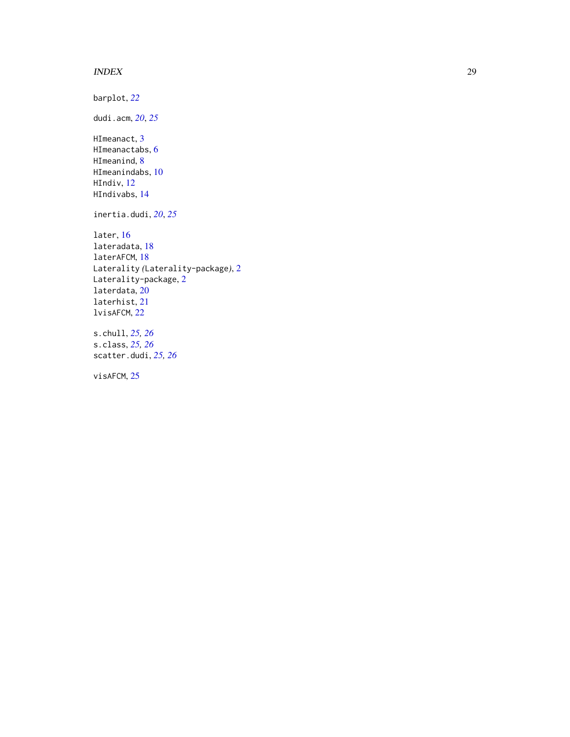barplot, *22*

dudi.acm, *20*, *25*

HImeanact, 3
HImeanactabs, 6
HImeanind, 8
HImeanindabs, 10
HIndiv, 12
HIndivabs, 14

inertia.dudi, *20*, *25*

later, 16
lateradata, 18
laterAFCM, 18
Laterality *(*Laterality-package*)*, 2
Laterality-package, 2
laterdata, 20
laterhist, 21
lvisAFCM, 22

s.chull, *25, 26*
s.class, *25, 26*
scatter.dudi, *25, 26*

visAFCM, 25